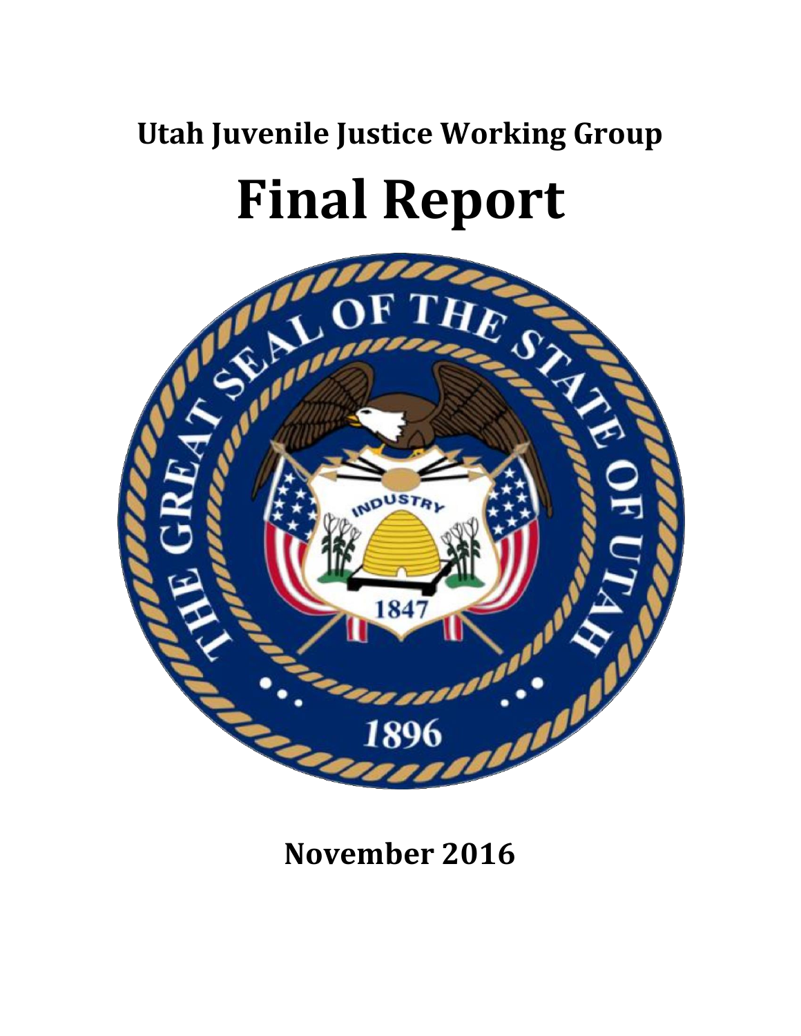# Utah Juvenile Justice Working Group

# Final Report

November 2016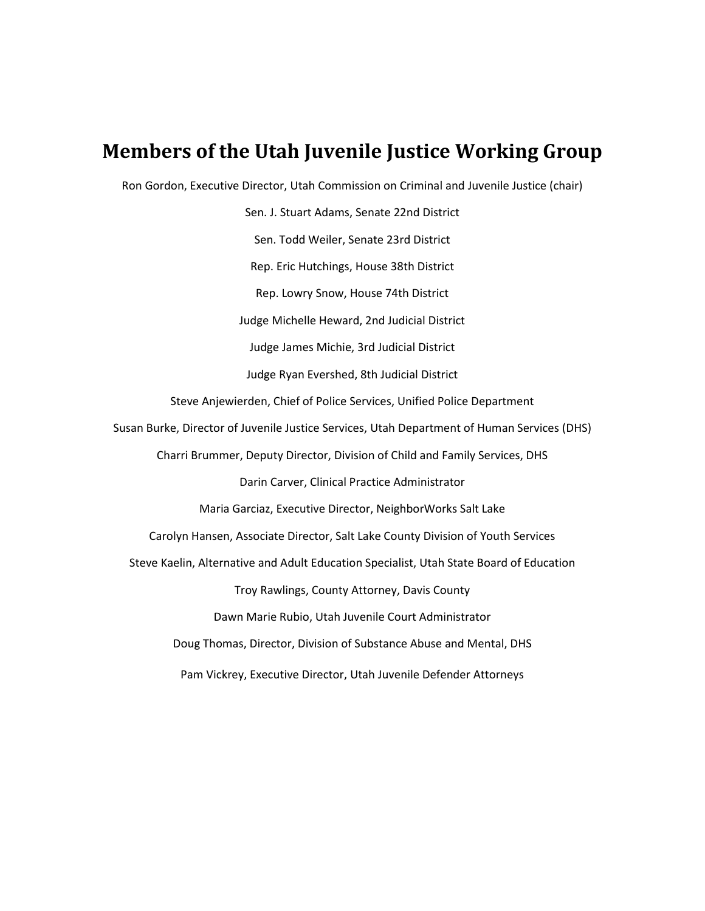# Members of the Utah Juvenile Justice Working Group

Ron Gordon, Executive Director, Utah Commission on Criminal and Juvenile Justice (chair)

Sen. J. Stuart Adams, Senate 22nd District

Sen. Todd Weiler, Senate 23rd District

Rep. Eric Hutchings, House 38th District

Rep. Lowry Snow, House 74th District

Judge Michelle Heward, 2nd Judicial District

Judge James Michie, 3rd Judicial District

Judge Ryan Evershed, 8th Judicial District

Steve Anjewierden, Chief of Police Services, Unified Police Department

Susan Burke, Director of Juvenile Justice Services, Utah Department of Human Services (DHS)

Charri Brummer, Deputy Director, Division of Child and Family Services, DHS

Darin Carver, Clinical Practice Administrator

Maria Garciaz, Executive Director, NeighborWorks Salt Lake

Carolyn Hansen, Associate Director, Salt Lake County Division of Youth Services

Steve Kaelin, Alternative and Adult Education Specialist, Utah State Board of Education

Troy Rawlings, County Attorney, Davis County

Dawn Marie Rubio, Utah Juvenile Court Administrator

Doug Thomas, Director, Division of Substance Abuse and Mental, DHS

Pam Vickrey, Executive Director, Utah Juvenile Defender Attorneys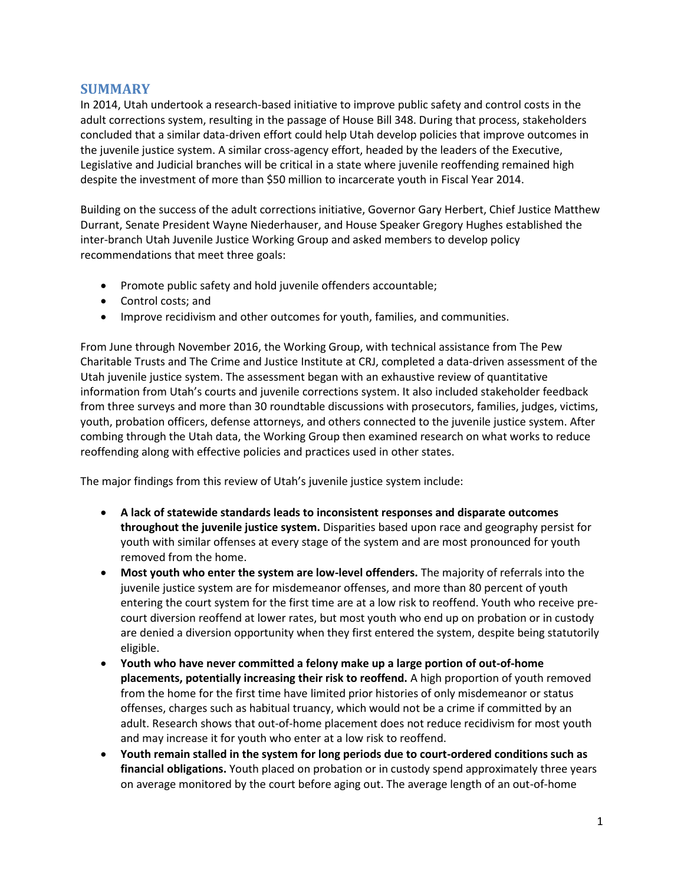## SUMMARY

In 2014, Utah undertook a research-based initiative to improve public safety and control costs in the adult corrections system, resulting in the passage of House Bill 348. During that process, stakeholders concluded that a similar data-driven effort could help Utah develop policies that improve outcomes in the juvenile justice system. A similar cross-agency effort, headed by the leaders of the Executive, Legislative and Judicial branches will be critical in a state where juvenile reoffending remained high despite the investment of more than $50 million to incarcerate youth in Fiscal Year 2014.

Building on the success of the adult corrections initiative, Governor Gary Herbert, Chief Justice Matthew Durrant, Senate President Wayne Niederhauser, and House Speaker Gregory Hughes established the inter-branch Utah Juvenile Justice Working Group and asked members to develop policy recommendations that meet three goals:

- Promote public safety and hold juvenile offenders accountable;
- Control costs; and
- Improve recidivism and other outcomes for youth, families, and communities.

From June through November 2016, the Working Group, with technical assistance from The Pew Charitable Trusts and The Crime and Justice Institute at CRJ, completed a data-driven assessment of the Utah juvenile justice system. The assessment began with an exhaustive review of quantitative information from Utah's courts and juvenile corrections system. It also included stakeholder feedback from three surveys and more than 30 roundtable discussions with prosecutors, families, judges, victims, youth, probation officers, defense attorneys, and others connected to the juvenile justice system. After combing through the Utah data, the Working Group then examined research on what works to reduce reoffending along with effective policies and practices used in other states.

The major findings from this review of Utah's juvenile justice system include:

- **A lack of statewide standards leads to inconsistent responses and disparate outcomes throughout the juvenile justice system.** Disparities based upon race and geography persist for youth with similar offenses at every stage of the system and are most pronounced for youth removed from the home.
- **Most youth who enter the system are low-level offenders.** The majority of referrals into the juvenile justice system are for misdemeanor offenses, and more than 80 percent of youth entering the court system for the first time are at a low risk to reoffend. Youth who receive pre-court diversion reoffend at lower rates, but most youth who end up on probation or in custody are denied a diversion opportunity when they first entered the system, despite being statutorily eligible.
- **Youth who have never committed a felony make up a large portion of out-of-home placements, potentially increasing their risk to reoffend.** A high proportion of youth removed from the home for the first time have limited prior histories of only misdemeanor or status offenses, charges such as habitual truancy, which would not be a crime if committed by an adult. Research shows that out-of-home placement does not reduce recidivism for most youth and may increase it for youth who enter at a low risk to reoffend.
- **Youth remain stalled in the system for long periods due to court-ordered conditions such as financial obligations.** Youth placed on probation or in custody spend approximately three years on average monitored by the court before aging out. The average length of an out-of-home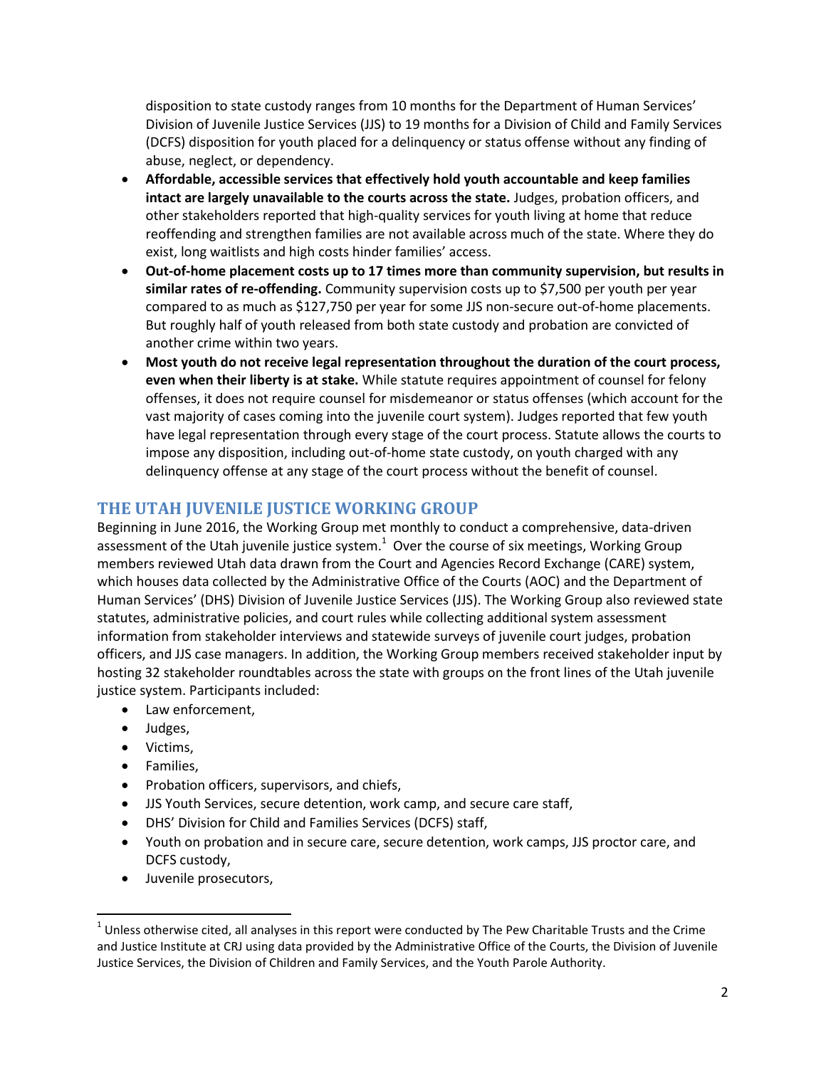disposition to state custody ranges from 10 months for the Department of Human Services' Division of Juvenile Justice Services (JJS) to 19 months for a Division of Child and Family Services (DCFS) disposition for youth placed for a delinquency or status offense without any finding of abuse, neglect, or dependency.

- **Affordable, accessible services that effectively hold youth accountable and keep families intact are largely unavailable to the courts across the state.** Judges, probation officers, and other stakeholders reported that high-quality services for youth living at home that reduce reoffending and strengthen families are not available across much of the state. Where they do exist, long waitlists and high costs hinder families' access.
- **Out-of-home placement costs up to 17 times more than community supervision, but results in similar rates of re-offending.** Community supervision costs up to $7,500 per youth per year compared to as much as $127,750 per year for some JJS non-secure out-of-home placements. But roughly half of youth released from both state custody and probation are convicted of another crime within two years.
- **Most youth do not receive legal representation throughout the duration of the court process, even when their liberty is at stake.** While statute requires appointment of counsel for felony offenses, it does not require counsel for misdemeanor or status offenses (which account for the vast majority of cases coming into the juvenile court system). Judges reported that few youth have legal representation through every stage of the court process. Statute allows the courts to impose any disposition, including out-of-home state custody, on youth charged with any delinquency offense at any stage of the court process without the benefit of counsel.

## THE UTAH JUVENILE JUSTICE WORKING GROUP

Beginning in June 2016, the Working Group met monthly to conduct a comprehensive, data-driven assessment of the Utah juvenile justice system.[1] Over the course of six meetings, Working Group members reviewed Utah data drawn from the Court and Agencies Record Exchange (CARE) system, which houses data collected by the Administrative Office of the Courts (AOC) and the Department of Human Services' (DHS) Division of Juvenile Justice Services (JJS). The Working Group also reviewed state statutes, administrative policies, and court rules while collecting additional system assessment information from stakeholder interviews and statewide surveys of juvenile court judges, probation officers, and JJS case managers. In addition, the Working Group members received stakeholder input by hosting 32 stakeholder roundtables across the state with groups on the front lines of the Utah juvenile justice system. Participants included:

- Law enforcement,
- Judges,
- Victims,
- Families,
- Probation officers, supervisors, and chiefs,
- JJS Youth Services, secure detention, work camp, and secure care staff,
- DHS' Division for Child and Families Services (DCFS) staff,
- Youth on probation and in secure care, secure detention, work camps, JJS proctor care, and DCFS custody,
- Juvenile prosecutors,

[1] Unless otherwise cited, all analyses in this report were conducted by The Pew Charitable Trusts and the Crime and Justice Institute at CRJ using data provided by the Administrative Office of the Courts, the Division of Juvenile Justice Services, the Division of Children and Family Services, and the Youth Parole Authority.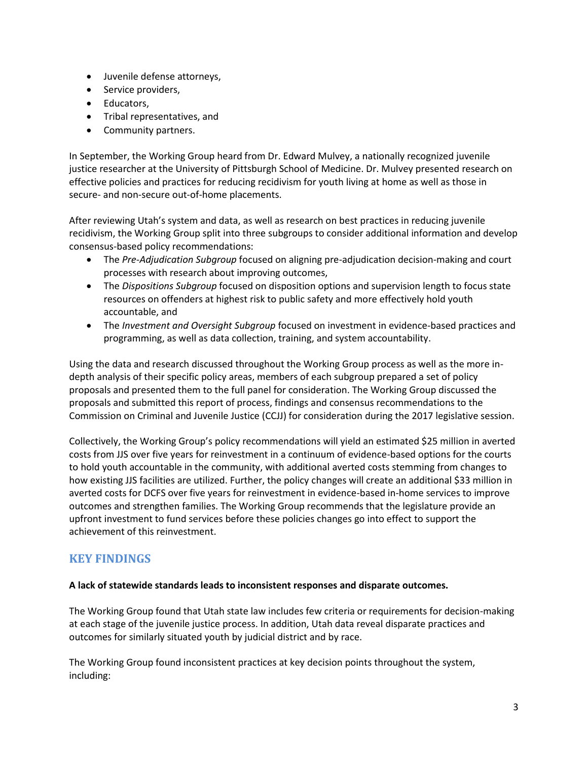- Juvenile defense attorneys,
- Service providers,
- Educators,
- Tribal representatives, and
- Community partners.

In September, the Working Group heard from Dr. Edward Mulvey, a nationally recognized juvenile justice researcher at the University of Pittsburgh School of Medicine. Dr. Mulvey presented research on effective policies and practices for reducing recidivism for youth living at home as well as those in secure- and non-secure out-of-home placements.

After reviewing Utah's system and data, as well as research on best practices in reducing juvenile recidivism, the Working Group split into three subgroups to consider additional information and develop consensus-based policy recommendations:

- The *Pre-Adjudication Subgroup* focused on aligning pre-adjudication decision-making and court processes with research about improving outcomes,
- The *Dispositions Subgroup* focused on disposition options and supervision length to focus state resources on offenders at highest risk to public safety and more effectively hold youth accountable, and
- The *Investment and Oversight Subgroup* focused on investment in evidence-based practices and programming, as well as data collection, training, and system accountability.

Using the data and research discussed throughout the Working Group process as well as the more in-depth analysis of their specific policy areas, members of each subgroup prepared a set of policy proposals and presented them to the full panel for consideration. The Working Group discussed the proposals and submitted this report of process, findings and consensus recommendations to the Commission on Criminal and Juvenile Justice (CCJJ) for consideration during the 2017 legislative session.

Collectively, the Working Group's policy recommendations will yield an estimated $25 million in averted costs from JJS over five years for reinvestment in a continuum of evidence-based options for the courts to hold youth accountable in the community, with additional averted costs stemming from changes to how existing JJS facilities are utilized. Further, the policy changes will create an additional $33 million in averted costs for DCFS over five years for reinvestment in evidence-based in-home services to improve outcomes and strengthen families. The Working Group recommends that the legislature provide an upfront investment to fund services before these policies changes go into effect to support the achievement of this reinvestment.

## KEY FINDINGS

**A lack of statewide standards leads to inconsistent responses and disparate outcomes.**

The Working Group found that Utah state law includes few criteria or requirements for decision-making at each stage of the juvenile justice process. In addition, Utah data reveal disparate practices and outcomes for similarly situated youth by judicial district and by race.

The Working Group found inconsistent practices at key decision points throughout the system, including: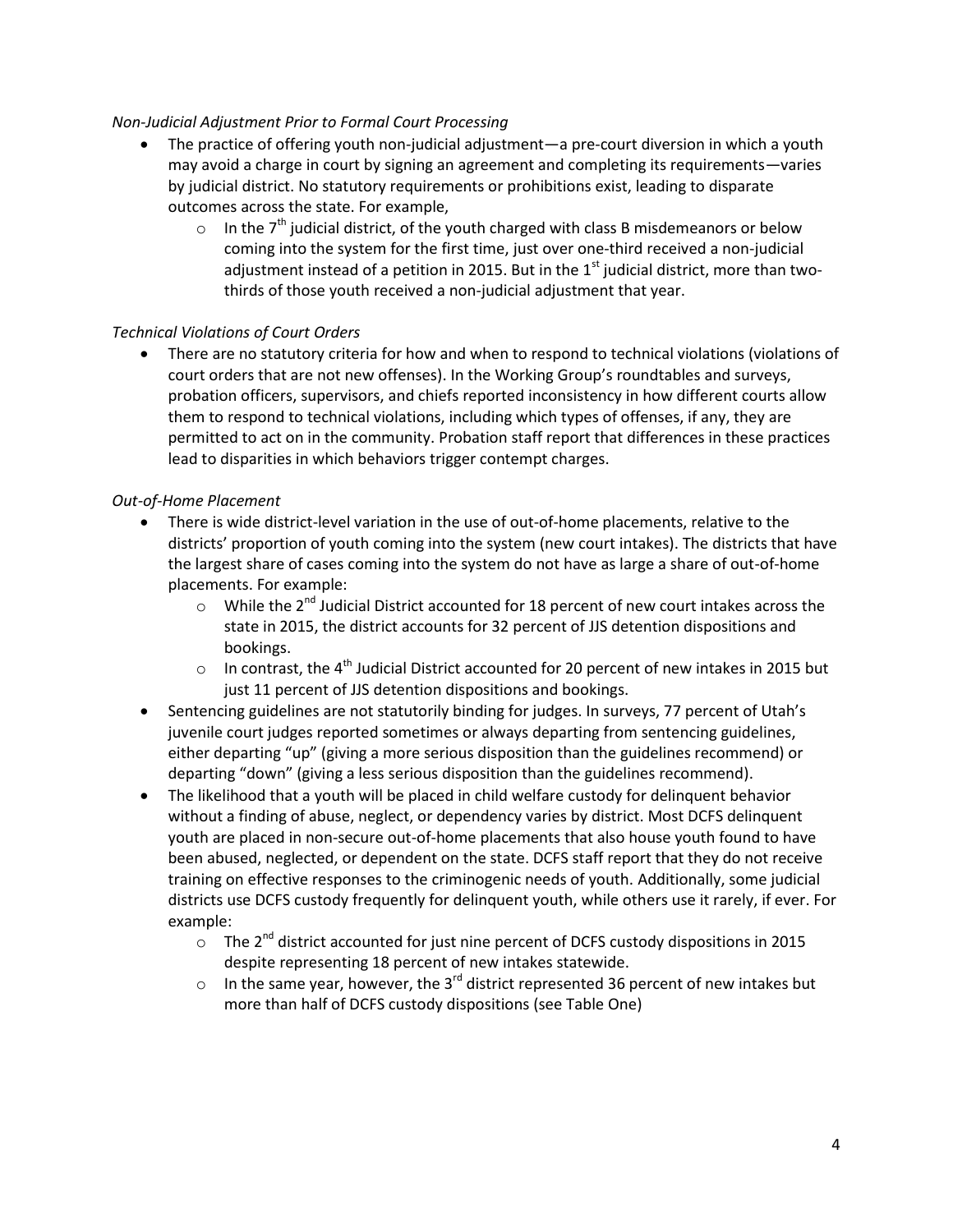*Non-Judicial Adjustment Prior to Formal Court Processing*

- The practice of offering youth non-judicial adjustment—a pre-court diversion in which a youth may avoid a charge in court by signing an agreement and completing its requirements—varies by judicial district. No statutory requirements or prohibitions exist, leading to disparate outcomes across the state. For example,
    - In the 7th judicial district, of the youth charged with class B misdemeanors or below coming into the system for the first time, just over one-third received a non-judicial adjustment instead of a petition in 2015. But in the 1st judicial district, more than two-thirds of those youth received a non-judicial adjustment that year.

*Technical Violations of Court Orders*

- There are no statutory criteria for how and when to respond to technical violations (violations of court orders that are not new offenses). In the Working Group's roundtables and surveys, probation officers, supervisors, and chiefs reported inconsistency in how different courts allow them to respond to technical violations, including which types of offenses, if any, they are permitted to act on in the community. Probation staff report that differences in these practices lead to disparities in which behaviors trigger contempt charges.

*Out-of-Home Placement*

- There is wide district-level variation in the use of out-of-home placements, relative to the districts' proportion of youth coming into the system (new court intakes). The districts that have the largest share of cases coming into the system do not have as large a share of out-of-home placements. For example:
    - While the 2nd Judicial District accounted for 18 percent of new court intakes across the state in 2015, the district accounts for 32 percent of JJS detention dispositions and bookings.
    - In contrast, the 4th Judicial District accounted for 20 percent of new intakes in 2015 but just 11 percent of JJS detention dispositions and bookings.
- Sentencing guidelines are not statutorily binding for judges. In surveys, 77 percent of Utah's juvenile court judges reported sometimes or always departing from sentencing guidelines, either departing "up" (giving a more serious disposition than the guidelines recommend) or departing "down" (giving a less serious disposition than the guidelines recommend).
- The likelihood that a youth will be placed in child welfare custody for delinquent behavior without a finding of abuse, neglect, or dependency varies by district. Most DCFS delinquent youth are placed in non-secure out-of-home placements that also house youth found to have been abused, neglected, or dependent on the state. DCFS staff report that they do not receive training on effective responses to the criminogenic needs of youth. Additionally, some judicial districts use DCFS custody frequently for delinquent youth, while others use it rarely, if ever. For example:
    - The 2nd district accounted for just nine percent of DCFS custody dispositions in 2015 despite representing 18 percent of new intakes statewide.
    - In the same year, however, the 3rd district represented 36 percent of new intakes but more than half of DCFS custody dispositions (see Table One)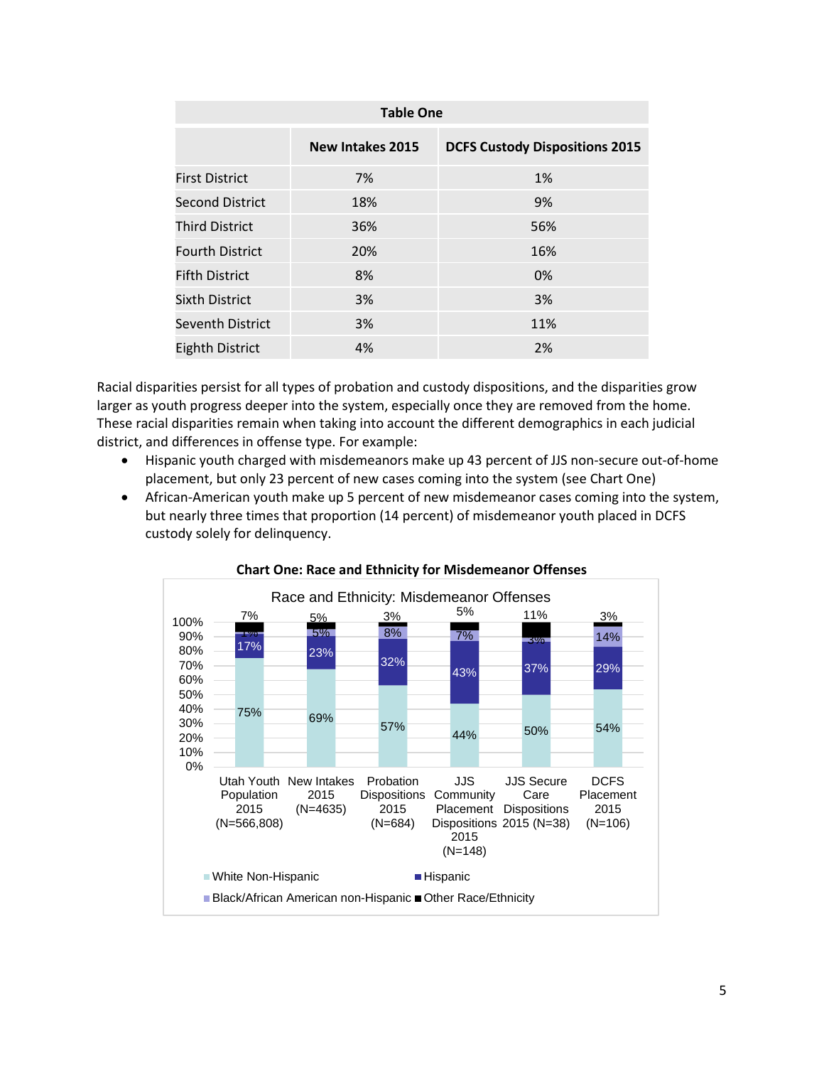| Table One | | |
|---|---|---|
| | **New Intakes 2015** | **DCFS Custody Dispositions 2015** |
| First District | 7% | 1% |
| Second District | 18% | 9% |
| Third District | 36% | 56% |
| Fourth District | 20% | 16% |
| Fifth District | 8% | 0% |
| Sixth District | 3% | 3% |
| Seventh District | 3% | 11% |
| Eighth District | 4% | 2% |

Racial disparities persist for all types of probation and custody dispositions, and the disparities grow larger as youth progress deeper into the system, especially once they are removed from the home. These racial disparities remain when taking into account the different demographics in each judicial district, and differences in offense type. For example:

- Hispanic youth charged with misdemeanors make up 43 percent of JJS non-secure out-of-home placement, but only 23 percent of new cases coming into the system (see Chart One)
- African-American youth make up 5 percent of new misdemeanor cases coming into the system, but nearly three times that proportion (14 percent) of misdemeanor youth placed in DCFS custody solely for delinquency.

**Chart One: Race and Ethnicity for Misdemeanor Offenses**

Race and Ethnicity: Misdemeanor Offenses

| | White Non-Hispanic | Hispanic | Black/African American non-Hispanic | Other Race/Ethnicity |
|---|---|---|---|---|
| Utah Youth Population 2015 (N=566,808) | 75% | 17% | 1% | 7% |
| New Intakes 2015 (N=4635) | 69% | 23% | 5% | 5% |
| Probation Dispositions 2015 (N=684) | 57% | 32% | 8% | 3% |
| JJS Community Placement Dispositions 2015 (N=148) | 44% | 43% | 7% | 5% |
| JJS Secure Care Dispositions 2015 (N=38) | 50% | 37% | 3% | 11% |
| DCFS Placement 2015 (N=106) | 54% | 29% | 14% | 3% |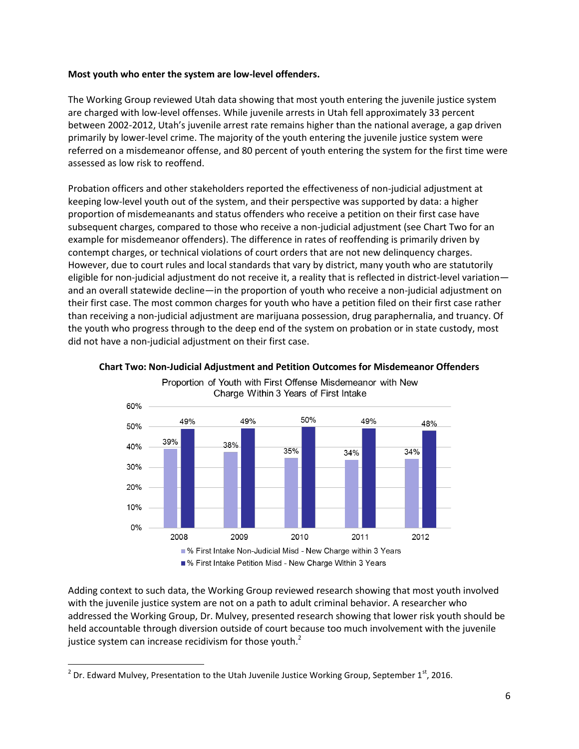**Most youth who enter the system are low-level offenders.**

The Working Group reviewed Utah data showing that most youth entering the juvenile justice system are charged with low-level offenses. While juvenile arrests in Utah fell approximately 33 percent between 2002-2012, Utah's juvenile arrest rate remains higher than the national average, a gap driven primarily by lower-level crime. The majority of the youth entering the juvenile justice system were referred on a misdemeanor offense, and 80 percent of youth entering the system for the first time were assessed as low risk to reoffend.

Probation officers and other stakeholders reported the effectiveness of non-judicial adjustment at keeping low-level youth out of the system, and their perspective was supported by data: a higher proportion of misdemeanants and status offenders who receive a petition on their first case have subsequent charges, compared to those who receive a non-judicial adjustment (see Chart Two for an example for misdemeanor offenders). The difference in rates of reoffending is primarily driven by contempt charges, or technical violations of court orders that are not new delinquency charges. However, due to court rules and local standards that vary by district, many youth who are statutorily eligible for non-judicial adjustment do not receive it, a reality that is reflected in district-level variation—and an overall statewide decline—in the proportion of youth who receive a non-judicial adjustment on their first case. The most common charges for youth who have a petition filed on their first case rather than receiving a non-judicial adjustment are marijuana possession, drug paraphernalia, and truancy. Of the youth who progress through to the deep end of the system on probation or in state custody, most did not have a non-judicial adjustment on their first case.

**Chart Two: Non-Judicial Adjustment and Petition Outcomes for Misdemeanor Offenders**

Proportion of Youth with First Offense Misdemeanor with New Charge Within 3 Years of First Intake

| Year | % First Intake Non-Judicial Misd - New Charge within 3 Years | % First Intake Petition Misd - New Charge Within 3 Years |
|---|---|---|
| 2008 | 39% | 49% |
| 2009 | 38% | 49% |
| 2010 | 35% | 50% |
| 2011 | 34% | 49% |
| 2012 | 34% | 48% |

Adding context to such data, the Working Group reviewed research showing that most youth involved with the juvenile justice system are not on a path to adult criminal behavior. A researcher who addressed the Working Group, Dr. Mulvey, presented research showing that lower risk youth should be held accountable through diversion outside of court because too much involvement with the juvenile justice system can increase recidivism for those youth.[2]

[2] Dr. Edward Mulvey, Presentation to the Utah Juvenile Justice Working Group, September 1st, 2016.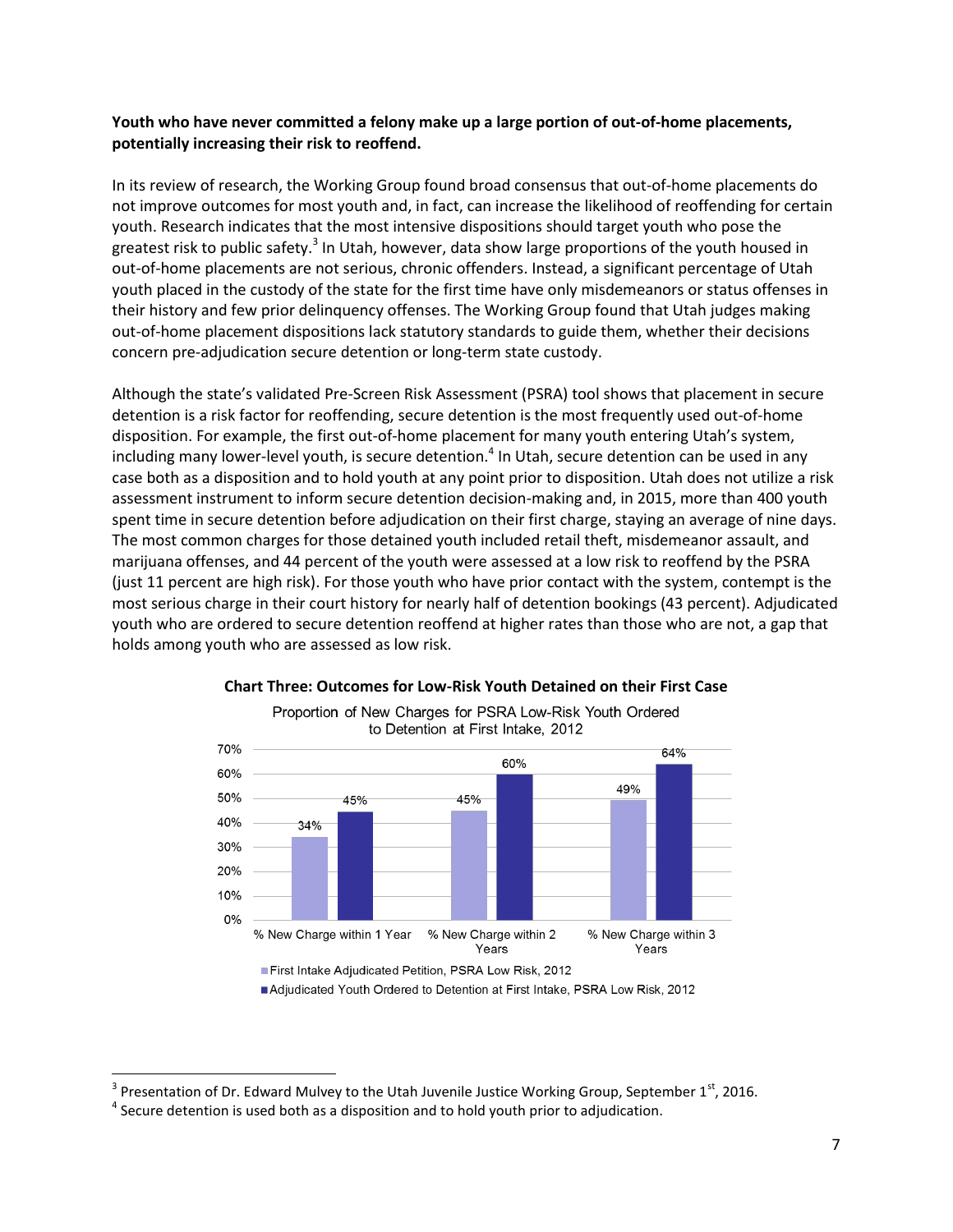**Youth who have never committed a felony make up a large portion of out-of-home placements, potentially increasing their risk to reoffend.**

In its review of research, the Working Group found broad consensus that out-of-home placements do not improve outcomes for most youth and, in fact, can increase the likelihood of reoffending for certain youth. Research indicates that the most intensive dispositions should target youth who pose the greatest risk to public safety.[3] In Utah, however, data show large proportions of the youth housed in out-of-home placements are not serious, chronic offenders. Instead, a significant percentage of Utah youth placed in the custody of the state for the first time have only misdemeanors or status offenses in their history and few prior delinquency offenses. The Working Group found that Utah judges making out-of-home placement dispositions lack statutory standards to guide them, whether their decisions concern pre-adjudication secure detention or long-term state custody.

Although the state's validated Pre-Screen Risk Assessment (PSRA) tool shows that placement in secure detention is a risk factor for reoffending, secure detention is the most frequently used out-of-home disposition. For example, the first out-of-home placement for many youth entering Utah's system, including many lower-level youth, is secure detention.[4] In Utah, secure detention can be used in any case both as a disposition and to hold youth at any point prior to disposition. Utah does not utilize a risk assessment instrument to inform secure detention decision-making and, in 2015, more than 400 youth spent time in secure detention before adjudication on their first charge, staying an average of nine days. The most common charges for those detained youth included retail theft, misdemeanor assault, and marijuana offenses, and 44 percent of the youth were assessed at a low risk to reoffend by the PSRA (just 11 percent are high risk). For those youth who have prior contact with the system, contempt is the most serious charge in their court history for nearly half of detention bookings (43 percent). Adjudicated youth who are ordered to secure detention reoffend at higher rates than those who are not, a gap that holds among youth who are assessed as low risk.

**Chart Three: Outcomes for Low-Risk Youth Detained on their First Case**

Proportion of New Charges for PSRA Low-Risk Youth Ordered to Detention at First Intake, 2012

| | % New Charge within 1 Year | % New Charge within 2 Years | % New Charge within 3 Years |
|---|---|---|---|
| First Intake Adjudicated Petition, PSRA Low Risk, 2012 | 34% | 45% | 49% |
| Adjudicated Youth Ordered to Detention at First Intake, PSRA Low Risk, 2012 | 45% | 60% | 64% |

[3] Presentation of Dr. Edward Mulvey to the Utah Juvenile Justice Working Group, September 1st, 2016.

[4] Secure detention is used both as a disposition and to hold youth prior to adjudication.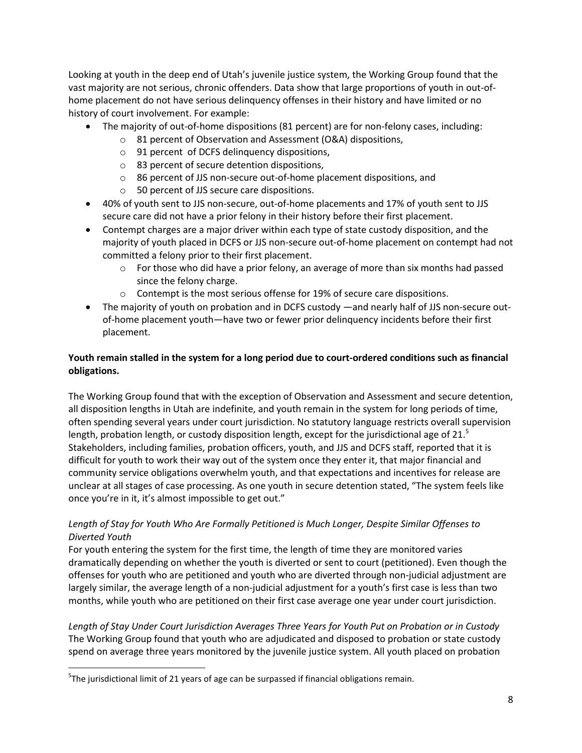Looking at youth in the deep end of Utah's juvenile justice system, the Working Group found that the vast majority are not serious, chronic offenders. Data show that large proportions of youth in out-of-home placement do not have serious delinquency offenses in their history and have limited or no history of court involvement. For example:

- The majority of out-of-home dispositions (81 percent) are for non-felony cases, including:
  - 81 percent of Observation and Assessment (O&A) dispositions,
  - 91 percent of DCFS delinquency dispositions,
  - 83 percent of secure detention dispositions,
  - 86 percent of JJS non-secure out-of-home placement dispositions, and
  - 50 percent of JJS secure care dispositions.
- 40% of youth sent to JJS non-secure, out-of-home placements and 17% of youth sent to JJS secure care did not have a prior felony in their history before their first placement.
- Contempt charges are a major driver within each type of state custody disposition, and the majority of youth placed in DCFS or JJS non-secure out-of-home placement on contempt had not committed a felony prior to their first placement.
  - For those who did have a prior felony, an average of more than six months had passed since the felony charge.
  - Contempt is the most serious offense for 19% of secure care dispositions.
- The majority of youth on probation and in DCFS custody —and nearly half of JJS non-secure out-of-home placement youth—have two or fewer prior delinquency incidents before their first placement.

**Youth remain stalled in the system for a long period due to court-ordered conditions such as financial obligations.**

The Working Group found that with the exception of Observation and Assessment and secure detention, all disposition lengths in Utah are indefinite, and youth remain in the system for long periods of time, often spending several years under court jurisdiction. No statutory language restricts overall supervision length, probation length, or custody disposition length, except for the jurisdictional age of 21.[5] Stakeholders, including families, probation officers, youth, and JJS and DCFS staff, reported that it is difficult for youth to work their way out of the system once they enter it, that major financial and community service obligations overwhelm youth, and that expectations and incentives for release are unclear at all stages of case processing. As one youth in secure detention stated, "The system feels like once you're in it, it's almost impossible to get out."

*Length of Stay for Youth Who Are Formally Petitioned is Much Longer, Despite Similar Offenses to Diverted Youth*

For youth entering the system for the first time, the length of time they are monitored varies dramatically depending on whether the youth is diverted or sent to court (petitioned). Even though the offenses for youth who are petitioned and youth who are diverted through non-judicial adjustment are largely similar, the average length of a non-judicial adjustment for a youth's first case is less than two months, while youth who are petitioned on their first case average one year under court jurisdiction.

*Length of Stay Under Court Jurisdiction Averages Three Years for Youth Put on Probation or in Custody*

The Working Group found that youth who are adjudicated and disposed to probation or state custody spend on average three years monitored by the juvenile justice system. All youth placed on probation

[5] The jurisdictional limit of 21 years of age can be surpassed if financial obligations remain.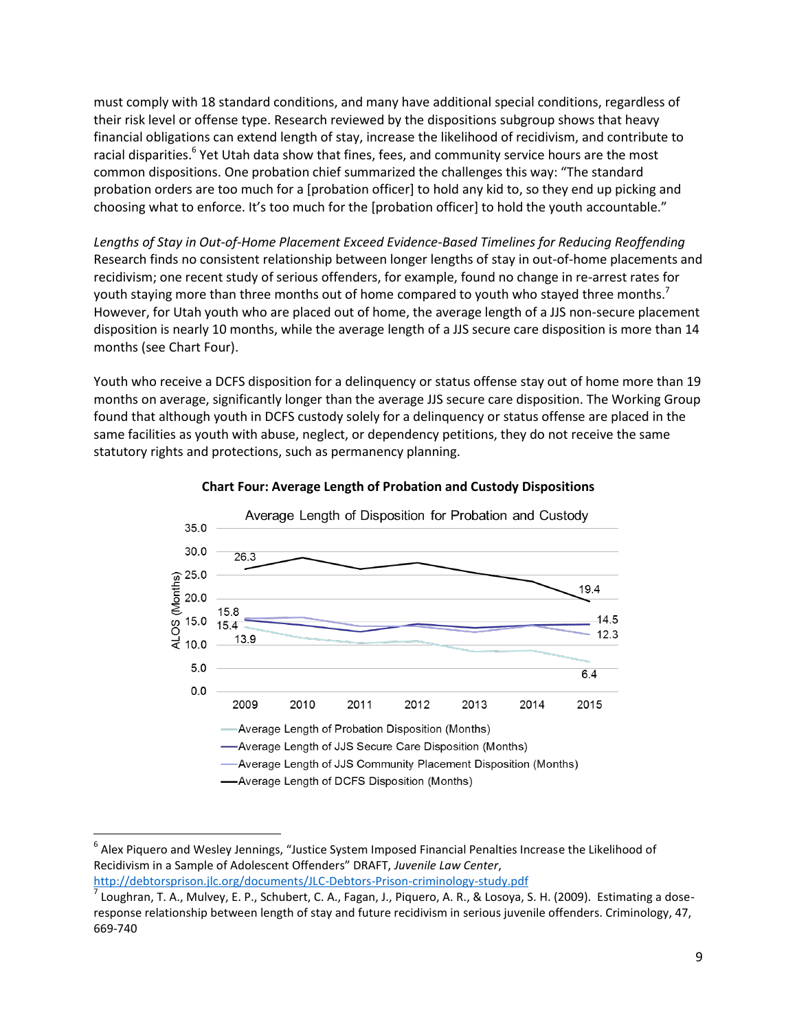must comply with 18 standard conditions, and many have additional special conditions, regardless of their risk level or offense type. Research reviewed by the dispositions subgroup shows that heavy financial obligations can extend length of stay, increase the likelihood of recidivism, and contribute to racial disparities.[6] Yet Utah data show that fines, fees, and community service hours are the most common dispositions. One probation chief summarized the challenges this way: "The standard probation orders are too much for a [probation officer] to hold any kid to, so they end up picking and choosing what to enforce. It's too much for the [probation officer] to hold the youth accountable."

*Lengths of Stay in Out-of-Home Placement Exceed Evidence-Based Timelines for Reducing Reoffending*
Research finds no consistent relationship between longer lengths of stay in out-of-home placements and recidivism; one recent study of serious offenders, for example, found no change in re-arrest rates for youth staying more than three months out of home compared to youth who stayed three months.[7] However, for Utah youth who are placed out of home, the average length of a JJS non-secure placement disposition is nearly 10 months, while the average length of a JJS secure care disposition is more than 14 months (see Chart Four).

Youth who receive a DCFS disposition for a delinquency or status offense stay out of home more than 19 months on average, significantly longer than the average JJS secure care disposition. The Working Group found that although youth in DCFS custody solely for a delinquency or status offense are placed in the same facilities as youth with abuse, neglect, or dependency petitions, they do not receive the same statutory rights and protections, such as permanency planning.

**Chart Four: Average Length of Probation and Custody Dispositions**

Average Length of Disposition for Probation and Custody

| Series (ALOS, Months) | 2009 | 2015 |
|---|---|---|
| Average Length of Probation Disposition (Months) | 13.9 | 6.4 |
| Average Length of JJS Secure Care Disposition (Months) | 15.4 | 14.5 |
| Average Length of JJS Community Placement Disposition (Months) | 15.8 | 12.3 |
| Average Length of DCFS Disposition (Months) | 26.3 | 19.4 |

---

[6] Alex Piquero and Wesley Jennings, "Justice System Imposed Financial Penalties Increase the Likelihood of Recidivism in a Sample of Adolescent Offenders" DRAFT, *Juvenile Law Center*, http://debtorsprison.jlc.org/documents/JLC-Debtors-Prison-criminology-study.pdf

[7] Loughran, T. A., Mulvey, E. P., Schubert, C. A., Fagan, J., Piquero, A. R., & Losoya, S. H. (2009). Estimating a dose-response relationship between length of stay and future recidivism in serious juvenile offenders. Criminology, 47, 669-740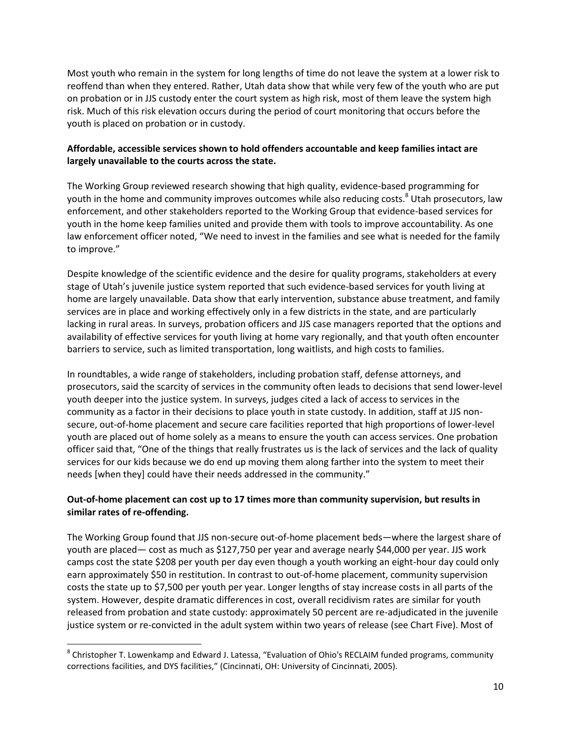Most youth who remain in the system for long lengths of time do not leave the system at a lower risk to reoffend than when they entered. Rather, Utah data show that while very few of the youth who are put on probation or in JJS custody enter the court system as high risk, most of them leave the system high risk. Much of this risk elevation occurs during the period of court monitoring that occurs before the youth is placed on probation or in custody.

**Affordable, accessible services shown to hold offenders accountable and keep families intact are largely unavailable to the courts across the state.**

The Working Group reviewed research showing that high quality, evidence-based programming for youth in the home and community improves outcomes while also reducing costs.[8] Utah prosecutors, law enforcement, and other stakeholders reported to the Working Group that evidence-based services for youth in the home keep families united and provide them with tools to improve accountability. As one law enforcement officer noted, "We need to invest in the families and see what is needed for the family to improve."

Despite knowledge of the scientific evidence and the desire for quality programs, stakeholders at every stage of Utah's juvenile justice system reported that such evidence-based services for youth living at home are largely unavailable. Data show that early intervention, substance abuse treatment, and family services are in place and working effectively only in a few districts in the state, and are particularly lacking in rural areas. In surveys, probation officers and JJS case managers reported that the options and availability of effective services for youth living at home vary regionally, and that youth often encounter barriers to service, such as limited transportation, long waitlists, and high costs to families.

In roundtables, a wide range of stakeholders, including probation staff, defense attorneys, and prosecutors, said the scarcity of services in the community often leads to decisions that send lower-level youth deeper into the justice system. In surveys, judges cited a lack of access to services in the community as a factor in their decisions to place youth in state custody. In addition, staff at JJS non-secure, out-of-home placement and secure care facilities reported that high proportions of lower-level youth are placed out of home solely as a means to ensure the youth can access services. One probation officer said that, "One of the things that really frustrates us is the lack of services and the lack of quality services for our kids because we do end up moving them along farther into the system to meet their needs [when they] could have their needs addressed in the community."

**Out-of-home placement can cost up to 17 times more than community supervision, but results in similar rates of re-offending.**

The Working Group found that JJS non-secure out-of-home placement beds—where the largest share of youth are placed— cost as much as $127,750 per year and average nearly $44,000 per year. JJS work camps cost the state $208 per youth per day even though a youth working an eight-hour day could only earn approximately $50 in restitution. In contrast to out-of-home placement, community supervision costs the state up to $7,500 per youth per year. Longer lengths of stay increase costs in all parts of the system. However, despite dramatic differences in cost, overall recidivism rates are similar for youth released from probation and state custody: approximately 50 percent are re-adjudicated in the juvenile justice system or re-convicted in the adult system within two years of release (see Chart Five). Most of

---

[8] Christopher T. Lowenkamp and Edward J. Latessa, "Evaluation of Ohio's RECLAIM funded programs, community corrections facilities, and DYS facilities," (Cincinnati, OH: University of Cincinnati, 2005).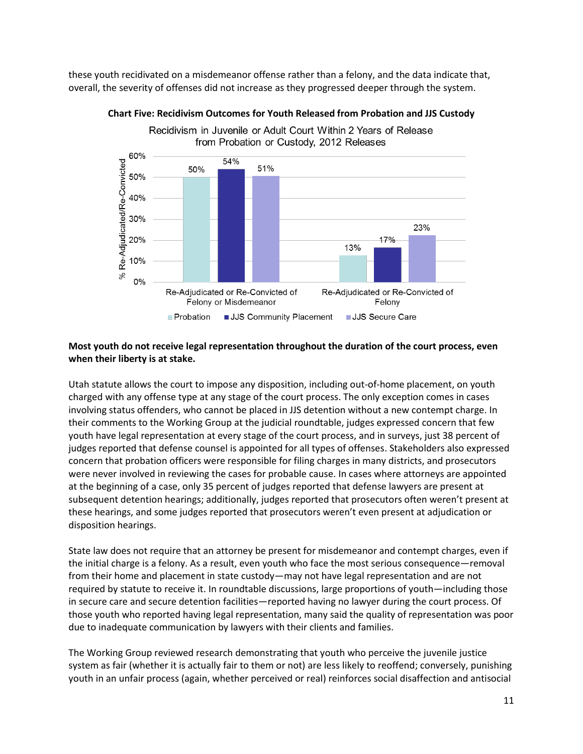these youth recidivated on a misdemeanor offense rather than a felony, and the data indicate that, overall, the severity of offenses did not increase as they progressed deeper through the system.

**Chart Five: Recidivism Outcomes for Youth Released from Probation and JJS Custody**

Recidivism in Juvenile or Adult Court Within 2 Years of Release from Probation or Custody, 2012 Releases

| % Re-Adjudicated/Re-Convicted | Probation | JJS Community Placement | JJS Secure Care |
|---|---|---|---|
| Re-Adjudicated or Re-Convicted of Felony or Misdemeanor | 50% | 54% | 51% |
| Re-Adjudicated or Re-Convicted of Felony | 13% | 17% | 23% |

**Most youth do not receive legal representation throughout the duration of the court process, even when their liberty is at stake.**

Utah statute allows the court to impose any disposition, including out-of-home placement, on youth charged with any offense type at any stage of the court process. The only exception comes in cases involving status offenders, who cannot be placed in JJS detention without a new contempt charge. In their comments to the Working Group at the judicial roundtable, judges expressed concern that few youth have legal representation at every stage of the court process, and in surveys, just 38 percent of judges reported that defense counsel is appointed for all types of offenses. Stakeholders also expressed concern that probation officers were responsible for filing charges in many districts, and prosecutors were never involved in reviewing the cases for probable cause. In cases where attorneys are appointed at the beginning of a case, only 35 percent of judges reported that defense lawyers are present at subsequent detention hearings; additionally, judges reported that prosecutors often weren't present at these hearings, and some judges reported that prosecutors weren't even present at adjudication or disposition hearings.

State law does not require that an attorney be present for misdemeanor and contempt charges, even if the initial charge is a felony. As a result, even youth who face the most serious consequence—removal from their home and placement in state custody—may not have legal representation and are not required by statute to receive it. In roundtable discussions, large proportions of youth—including those in secure care and secure detention facilities—reported having no lawyer during the court process. Of those youth who reported having legal representation, many said the quality of representation was poor due to inadequate communication by lawyers with their clients and families.

The Working Group reviewed research demonstrating that youth who perceive the juvenile justice system as fair (whether it is actually fair to them or not) are less likely to reoffend; conversely, punishing youth in an unfair process (again, whether perceived or real) reinforces social disaffection and antisocial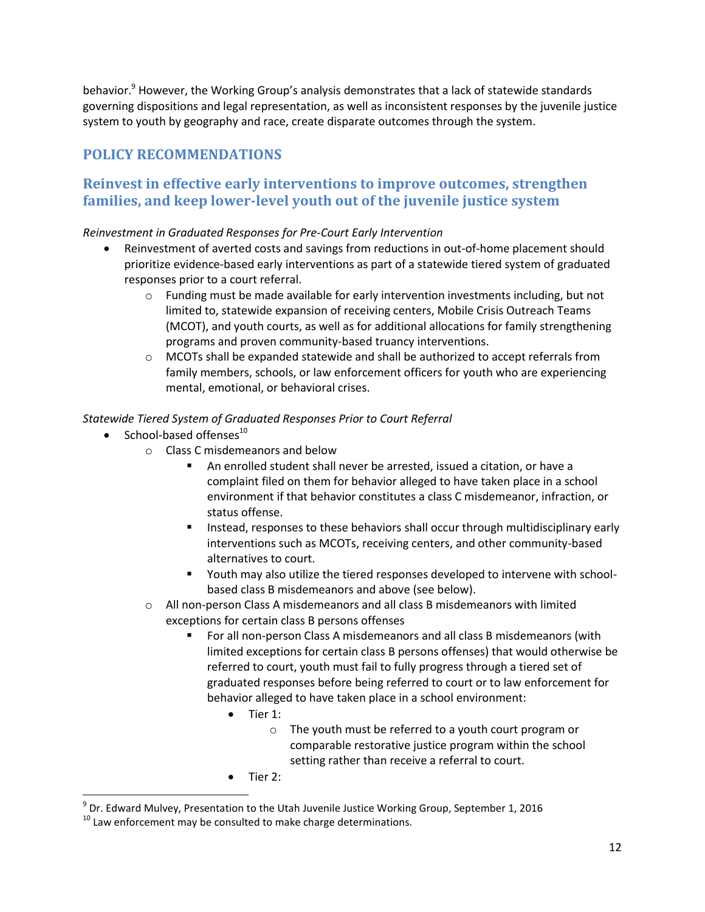behavior.[9] However, the Working Group's analysis demonstrates that a lack of statewide standards governing dispositions and legal representation, as well as inconsistent responses by the juvenile justice system to youth by geography and race, create disparate outcomes through the system.

## POLICY RECOMMENDATIONS

### Reinvest in effective early interventions to improve outcomes, strengthen families, and keep lower-level youth out of the juvenile justice system

*Reinvestment in Graduated Responses for Pre-Court Early Intervention*

- Reinvestment of averted costs and savings from reductions in out-of-home placement should prioritize evidence-based early interventions as part of a statewide tiered system of graduated responses prior to a court referral.
  - Funding must be made available for early intervention investments including, but not limited to, statewide expansion of receiving centers, Mobile Crisis Outreach Teams (MCOT), and youth courts, as well as for additional allocations for family strengthening programs and proven community-based truancy interventions.
  - MCOTs shall be expanded statewide and shall be authorized to accept referrals from family members, schools, or law enforcement officers for youth who are experiencing mental, emotional, or behavioral crises.

*Statewide Tiered System of Graduated Responses Prior to Court Referral*

- School-based offenses[10]
  - Class C misdemeanors and below
    - An enrolled student shall never be arrested, issued a citation, or have a complaint filed on them for behavior alleged to have taken place in a school environment if that behavior constitutes a class C misdemeanor, infraction, or status offense.
    - Instead, responses to these behaviors shall occur through multidisciplinary early interventions such as MCOTs, receiving centers, and other community-based alternatives to court.
    - Youth may also utilize the tiered responses developed to intervene with school-based class B misdemeanors and above (see below).
  - All non-person Class A misdemeanors and all class B misdemeanors with limited exceptions for certain class B persons offenses
    - For all non-person Class A misdemeanors and all class B misdemeanors (with limited exceptions for certain class B persons offenses) that would otherwise be referred to court, youth must fail to fully progress through a tiered set of graduated responses before being referred to court or to law enforcement for behavior alleged to have taken place in a school environment:
      - Tier 1:
        - The youth must be referred to a youth court program or comparable restorative justice program within the school setting rather than receive a referral to court.
      - Tier 2:

[9] Dr. Edward Mulvey, Presentation to the Utah Juvenile Justice Working Group, September 1, 2016

[10] Law enforcement may be consulted to make charge determinations.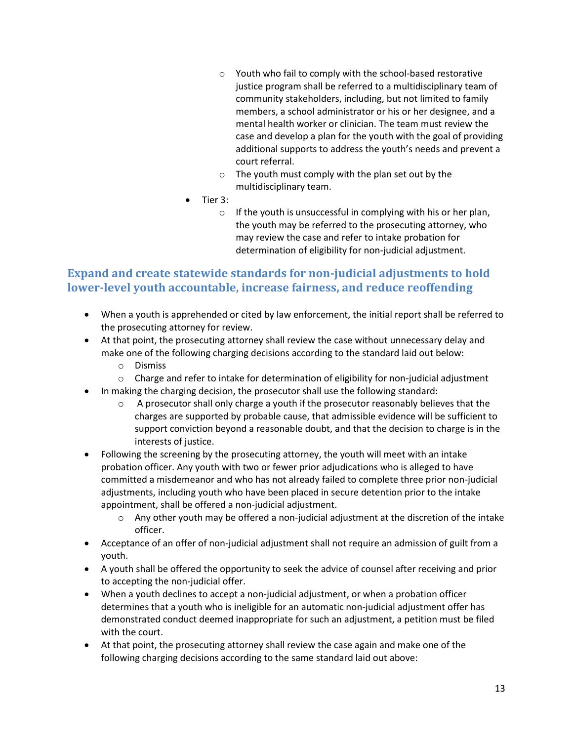- Youth who fail to comply with the school-based restorative justice program shall be referred to a multidisciplinary team of community stakeholders, including, but not limited to family members, a school administrator or his or her designee, and a mental health worker or clinician. The team must review the case and develop a plan for the youth with the goal of providing additional supports to address the youth's needs and prevent a court referral.
    - The youth must comply with the plan set out by the multidisciplinary team.
- Tier 3:
    - If the youth is unsuccessful in complying with his or her plan, the youth may be referred to the prosecuting attorney, who may review the case and refer to intake probation for determination of eligibility for non-judicial adjustment.

## Expand and create statewide standards for non-judicial adjustments to hold lower-level youth accountable, increase fairness, and reduce reoffending

- When a youth is apprehended or cited by law enforcement, the initial report shall be referred to the prosecuting attorney for review.
- At that point, the prosecuting attorney shall review the case without unnecessary delay and make one of the following charging decisions according to the standard laid out below:
    - Dismiss
    - Charge and refer to intake for determination of eligibility for non-judicial adjustment
- In making the charging decision, the prosecutor shall use the following standard:
    - A prosecutor shall only charge a youth if the prosecutor reasonably believes that the charges are supported by probable cause, that admissible evidence will be sufficient to support conviction beyond a reasonable doubt, and that the decision to charge is in the interests of justice.
- Following the screening by the prosecuting attorney, the youth will meet with an intake probation officer. Any youth with two or fewer prior adjudications who is alleged to have committed a misdemeanor and who has not already failed to complete three prior non-judicial adjustments, including youth who have been placed in secure detention prior to the intake appointment, shall be offered a non-judicial adjustment.
    - Any other youth may be offered a non-judicial adjustment at the discretion of the intake officer.
- Acceptance of an offer of non-judicial adjustment shall not require an admission of guilt from a youth.
- A youth shall be offered the opportunity to seek the advice of counsel after receiving and prior to accepting the non-judicial offer.
- When a youth declines to accept a non-judicial adjustment, or when a probation officer determines that a youth who is ineligible for an automatic non-judicial adjustment offer has demonstrated conduct deemed inappropriate for such an adjustment, a petition must be filed with the court.
- At that point, the prosecuting attorney shall review the case again and make one of the following charging decisions according to the same standard laid out above: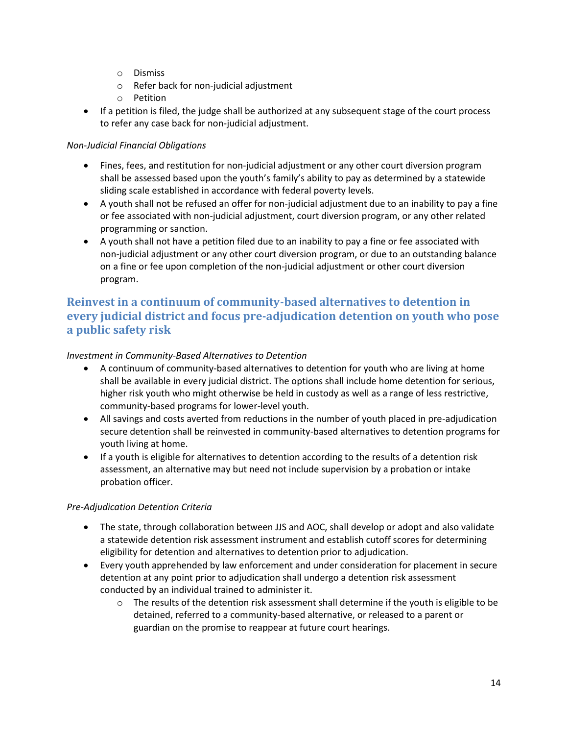- Dismiss
  - Refer back for non-judicial adjustment
  - Petition
- If a petition is filed, the judge shall be authorized at any subsequent stage of the court process to refer any case back for non-judicial adjustment.

*Non-Judicial Financial Obligations*

- Fines, fees, and restitution for non-judicial adjustment or any other court diversion program shall be assessed based upon the youth's family's ability to pay as determined by a statewide sliding scale established in accordance with federal poverty levels.
- A youth shall not be refused an offer for non-judicial adjustment due to an inability to pay a fine or fee associated with non-judicial adjustment, court diversion program, or any other related programming or sanction.
- A youth shall not have a petition filed due to an inability to pay a fine or fee associated with non-judicial adjustment or any other court diversion program, or due to an outstanding balance on a fine or fee upon completion of the non-judicial adjustment or other court diversion program.

## Reinvest in a continuum of community-based alternatives to detention in every judicial district and focus pre-adjudication detention on youth who pose a public safety risk

*Investment in Community-Based Alternatives to Detention*

- A continuum of community-based alternatives to detention for youth who are living at home shall be available in every judicial district. The options shall include home detention for serious, higher risk youth who might otherwise be held in custody as well as a range of less restrictive, community-based programs for lower-level youth.
- All savings and costs averted from reductions in the number of youth placed in pre-adjudication secure detention shall be reinvested in community-based alternatives to detention programs for youth living at home.
- If a youth is eligible for alternatives to detention according to the results of a detention risk assessment, an alternative may but need not include supervision by a probation or intake probation officer.

*Pre-Adjudication Detention Criteria*

- The state, through collaboration between JJS and AOC, shall develop or adopt and also validate a statewide detention risk assessment instrument and establish cutoff scores for determining eligibility for detention and alternatives to detention prior to adjudication.
- Every youth apprehended by law enforcement and under consideration for placement in secure detention at any point prior to adjudication shall undergo a detention risk assessment conducted by an individual trained to administer it.
  - The results of the detention risk assessment shall determine if the youth is eligible to be detained, referred to a community-based alternative, or released to a parent or guardian on the promise to reappear at future court hearings.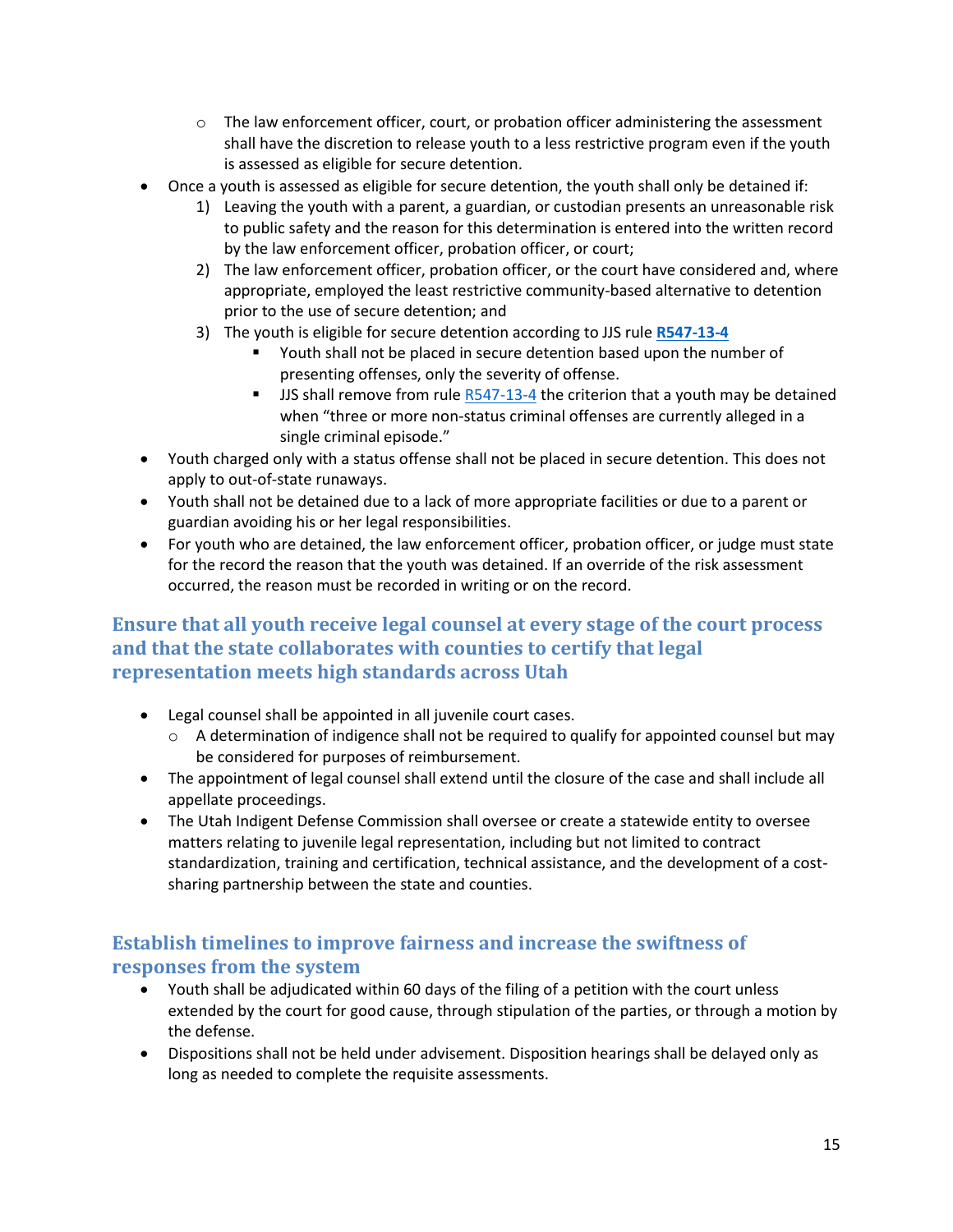- The law enforcement officer, court, or probation officer administering the assessment shall have the discretion to release youth to a less restrictive program even if the youth is assessed as eligible for secure detention.
- Once a youth is assessed as eligible for secure detention, the youth shall only be detained if:
    1) Leaving the youth with a parent, a guardian, or custodian presents an unreasonable risk to public safety and the reason for this determination is entered into the written record by the law enforcement officer, probation officer, or court;
    2) The law enforcement officer, probation officer, or the court have considered and, where appropriate, employed the least restrictive community-based alternative to detention prior to the use of secure detention; and
    3) The youth is eligible for secure detention according to JJS rule **R547-13-4**
        - Youth shall not be placed in secure detention based upon the number of presenting offenses, only the severity of offense.
        - JJS shall remove from rule R547-13-4 the criterion that a youth may be detained when "three or more non-status criminal offenses are currently alleged in a single criminal episode."
- Youth charged only with a status offense shall not be placed in secure detention. This does not apply to out-of-state runaways.
- Youth shall not be detained due to a lack of more appropriate facilities or due to a parent or guardian avoiding his or her legal responsibilities.
- For youth who are detained, the law enforcement officer, probation officer, or judge must state for the record the reason that the youth was detained. If an override of the risk assessment occurred, the reason must be recorded in writing or on the record.

## Ensure that all youth receive legal counsel at every stage of the court process and that the state collaborates with counties to certify that legal representation meets high standards across Utah

- Legal counsel shall be appointed in all juvenile court cases.
    - A determination of indigence shall not be required to qualify for appointed counsel but may be considered for purposes of reimbursement.
- The appointment of legal counsel shall extend until the closure of the case and shall include all appellate proceedings.
- The Utah Indigent Defense Commission shall oversee or create a statewide entity to oversee matters relating to juvenile legal representation, including but not limited to contract standardization, training and certification, technical assistance, and the development of a cost-sharing partnership between the state and counties.

## Establish timelines to improve fairness and increase the swiftness of responses from the system

- Youth shall be adjudicated within 60 days of the filing of a petition with the court unless extended by the court for good cause, through stipulation of the parties, or through a motion by the defense.
- Dispositions shall not be held under advisement. Disposition hearings shall be delayed only as long as needed to complete the requisite assessments.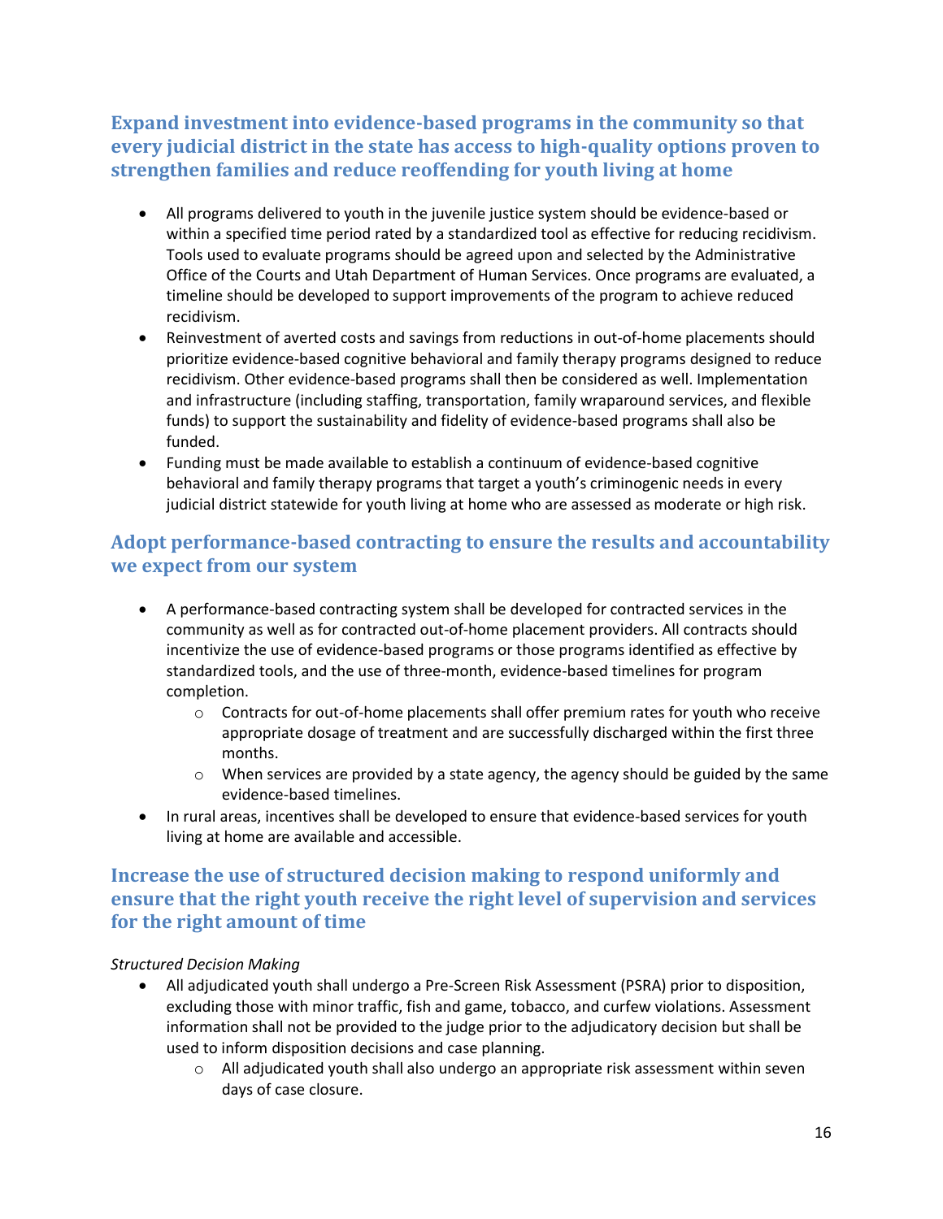## Expand investment into evidence-based programs in the community so that every judicial district in the state has access to high-quality options proven to strengthen families and reduce reoffending for youth living at home

- All programs delivered to youth in the juvenile justice system should be evidence-based or within a specified time period rated by a standardized tool as effective for reducing recidivism. Tools used to evaluate programs should be agreed upon and selected by the Administrative Office of the Courts and Utah Department of Human Services. Once programs are evaluated, a timeline should be developed to support improvements of the program to achieve reduced recidivism.
- Reinvestment of averted costs and savings from reductions in out-of-home placements should prioritize evidence-based cognitive behavioral and family therapy programs designed to reduce recidivism. Other evidence-based programs shall then be considered as well. Implementation and infrastructure (including staffing, transportation, family wraparound services, and flexible funds) to support the sustainability and fidelity of evidence-based programs shall also be funded.
- Funding must be made available to establish a continuum of evidence-based cognitive behavioral and family therapy programs that target a youth's criminogenic needs in every judicial district statewide for youth living at home who are assessed as moderate or high risk.

## Adopt performance-based contracting to ensure the results and accountability we expect from our system

- A performance-based contracting system shall be developed for contracted services in the community as well as for contracted out-of-home placement providers. All contracts should incentivize the use of evidence-based programs or those programs identified as effective by standardized tools, and the use of three-month, evidence-based timelines for program completion.
  - Contracts for out-of-home placements shall offer premium rates for youth who receive appropriate dosage of treatment and are successfully discharged within the first three months.
  - When services are provided by a state agency, the agency should be guided by the same evidence-based timelines.
- In rural areas, incentives shall be developed to ensure that evidence-based services for youth living at home are available and accessible.

## Increase the use of structured decision making to respond uniformly and ensure that the right youth receive the right level of supervision and services for the right amount of time

*Structured Decision Making*

- All adjudicated youth shall undergo a Pre-Screen Risk Assessment (PSRA) prior to disposition, excluding those with minor traffic, fish and game, tobacco, and curfew violations. Assessment information shall not be provided to the judge prior to the adjudicatory decision but shall be used to inform disposition decisions and case planning.
  - All adjudicated youth shall also undergo an appropriate risk assessment within seven days of case closure.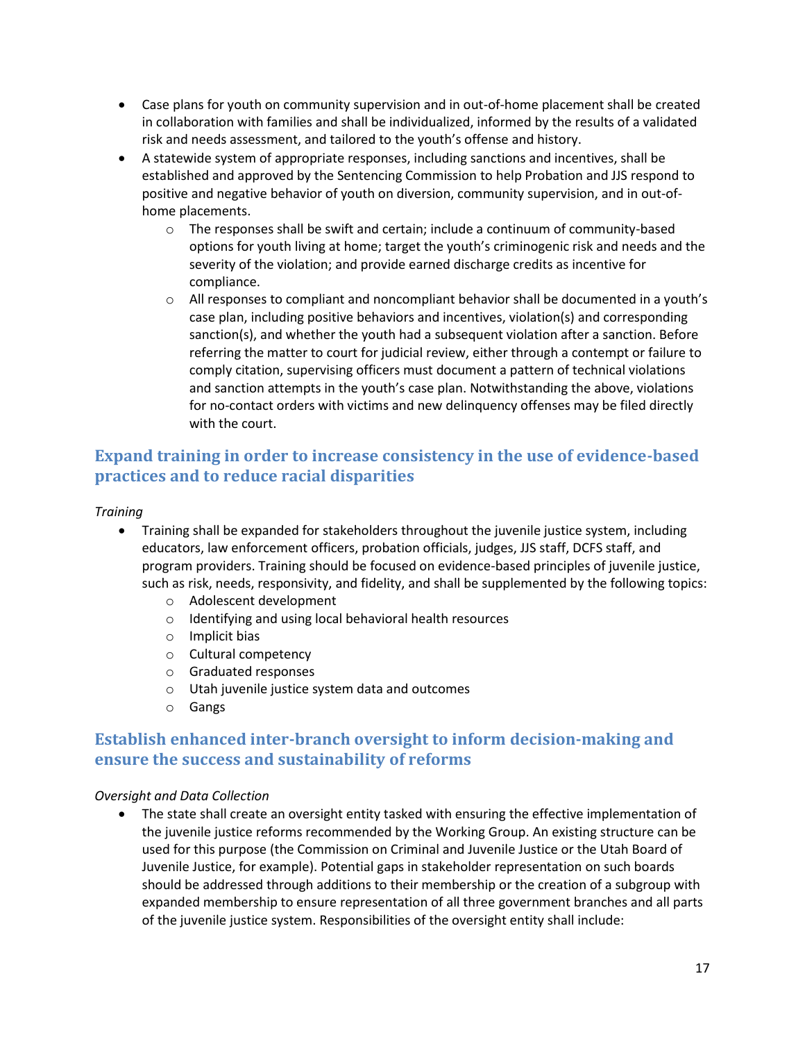- Case plans for youth on community supervision and in out-of-home placement shall be created in collaboration with families and shall be individualized, informed by the results of a validated risk and needs assessment, and tailored to the youth's offense and history.
- A statewide system of appropriate responses, including sanctions and incentives, shall be established and approved by the Sentencing Commission to help Probation and JJS respond to positive and negative behavior of youth on diversion, community supervision, and in out-of-home placements.
  - The responses shall be swift and certain; include a continuum of community-based options for youth living at home; target the youth's criminogenic risk and needs and the severity of the violation; and provide earned discharge credits as incentive for compliance.
  - All responses to compliant and noncompliant behavior shall be documented in a youth's case plan, including positive behaviors and incentives, violation(s) and corresponding sanction(s), and whether the youth had a subsequent violation after a sanction. Before referring the matter to court for judicial review, either through a contempt or failure to comply citation, supervising officers must document a pattern of technical violations and sanction attempts in the youth's case plan. Notwithstanding the above, violations for no-contact orders with victims and new delinquency offenses may be filed directly with the court.

## Expand training in order to increase consistency in the use of evidence-based practices and to reduce racial disparities

*Training*

- Training shall be expanded for stakeholders throughout the juvenile justice system, including educators, law enforcement officers, probation officials, judges, JJS staff, DCFS staff, and program providers. Training should be focused on evidence-based principles of juvenile justice, such as risk, needs, responsivity, and fidelity, and shall be supplemented by the following topics:
  - Adolescent development
  - Identifying and using local behavioral health resources
  - Implicit bias
  - Cultural competency
  - Graduated responses
  - Utah juvenile justice system data and outcomes
  - Gangs

## Establish enhanced inter-branch oversight to inform decision-making and ensure the success and sustainability of reforms

*Oversight and Data Collection*

- The state shall create an oversight entity tasked with ensuring the effective implementation of the juvenile justice reforms recommended by the Working Group. An existing structure can be used for this purpose (the Commission on Criminal and Juvenile Justice or the Utah Board of Juvenile Justice, for example). Potential gaps in stakeholder representation on such boards should be addressed through additions to their membership or the creation of a subgroup with expanded membership to ensure representation of all three government branches and all parts of the juvenile justice system. Responsibilities of the oversight entity shall include: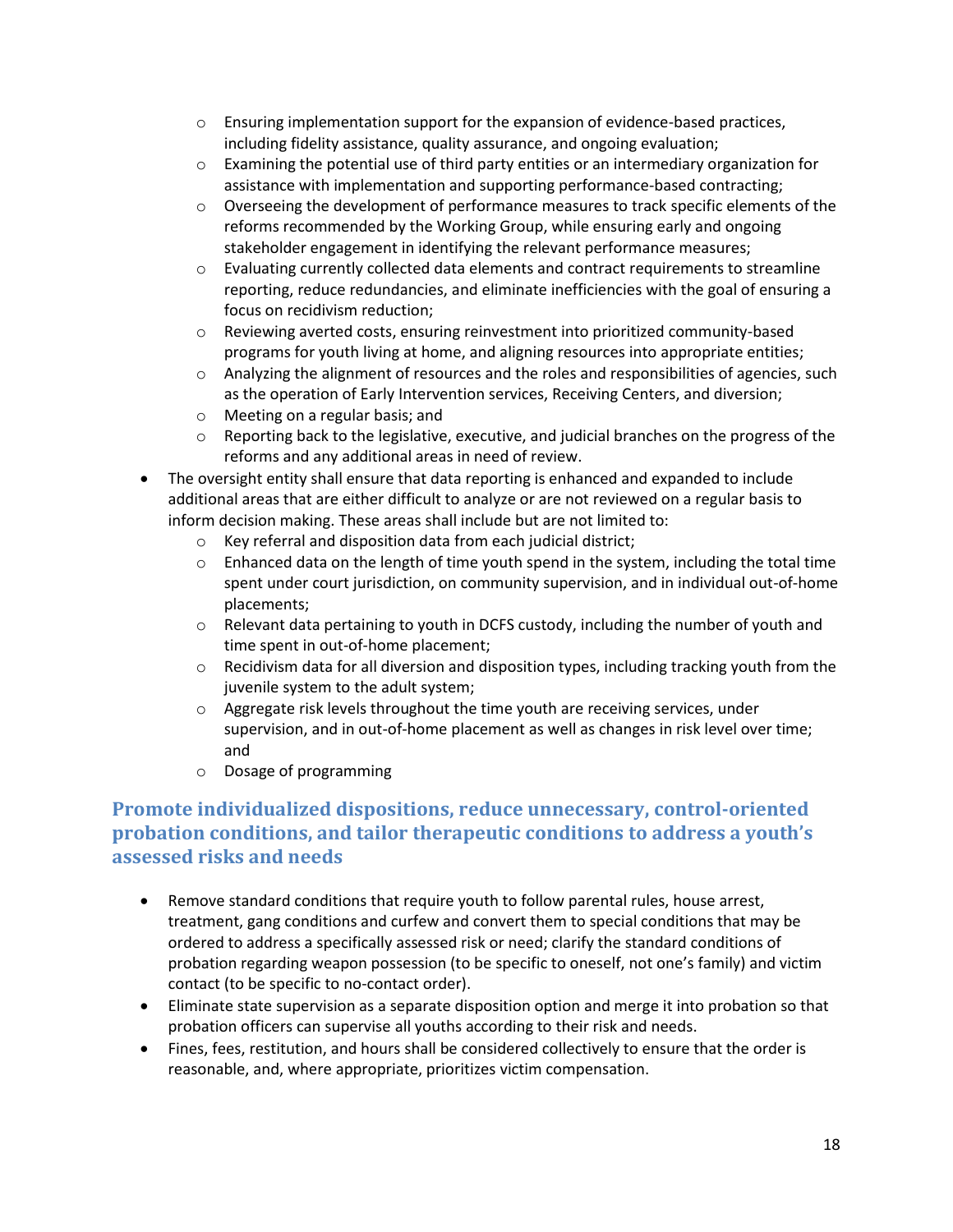- Ensuring implementation support for the expansion of evidence-based practices, including fidelity assistance, quality assurance, and ongoing evaluation;
    - Examining the potential use of third party entities or an intermediary organization for assistance with implementation and supporting performance-based contracting;
    - Overseeing the development of performance measures to track specific elements of the reforms recommended by the Working Group, while ensuring early and ongoing stakeholder engagement in identifying the relevant performance measures;
    - Evaluating currently collected data elements and contract requirements to streamline reporting, reduce redundancies, and eliminate inefficiencies with the goal of ensuring a focus on recidivism reduction;
    - Reviewing averted costs, ensuring reinvestment into prioritized community-based programs for youth living at home, and aligning resources into appropriate entities;
    - Analyzing the alignment of resources and the roles and responsibilities of agencies, such as the operation of Early Intervention services, Receiving Centers, and diversion;
    - Meeting on a regular basis; and
    - Reporting back to the legislative, executive, and judicial branches on the progress of the reforms and any additional areas in need of review.
- The oversight entity shall ensure that data reporting is enhanced and expanded to include additional areas that are either difficult to analyze or are not reviewed on a regular basis to inform decision making. These areas shall include but are not limited to:
    - Key referral and disposition data from each judicial district;
    - Enhanced data on the length of time youth spend in the system, including the total time spent under court jurisdiction, on community supervision, and in individual out-of-home placements;
    - Relevant data pertaining to youth in DCFS custody, including the number of youth and time spent in out-of-home placement;
    - Recidivism data for all diversion and disposition types, including tracking youth from the juvenile system to the adult system;
    - Aggregate risk levels throughout the time youth are receiving services, under supervision, and in out-of-home placement as well as changes in risk level over time; and
    - Dosage of programming

## Promote individualized dispositions, reduce unnecessary, control-oriented probation conditions, and tailor therapeutic conditions to address a youth's assessed risks and needs

- Remove standard conditions that require youth to follow parental rules, house arrest, treatment, gang conditions and curfew and convert them to special conditions that may be ordered to address a specifically assessed risk or need; clarify the standard conditions of probation regarding weapon possession (to be specific to oneself, not one's family) and victim contact (to be specific to no-contact order).
- Eliminate state supervision as a separate disposition option and merge it into probation so that probation officers can supervise all youths according to their risk and needs.
- Fines, fees, restitution, and hours shall be considered collectively to ensure that the order is reasonable, and, where appropriate, prioritizes victim compensation.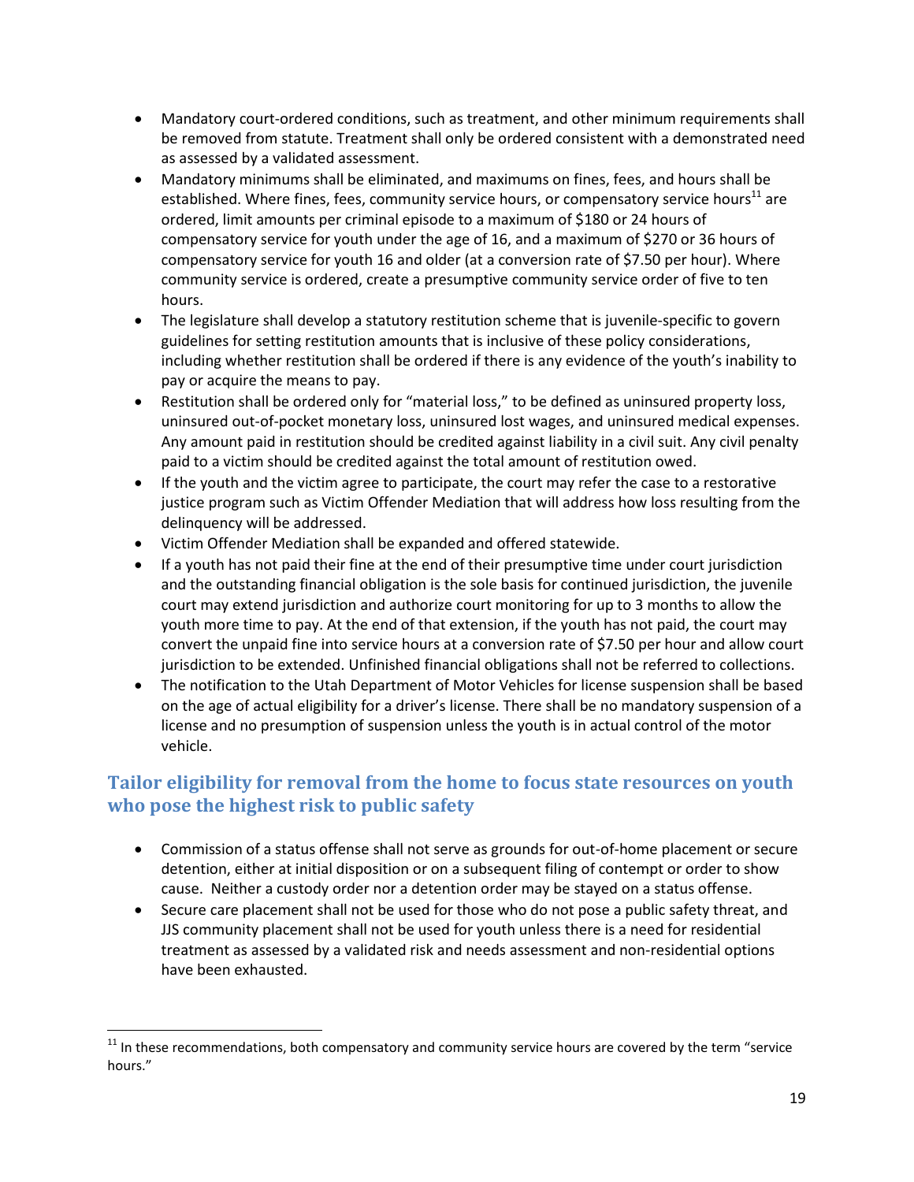- Mandatory court-ordered conditions, such as treatment, and other minimum requirements shall be removed from statute. Treatment shall only be ordered consistent with a demonstrated need as assessed by a validated assessment.
- Mandatory minimums shall be eliminated, and maximums on fines, fees, and hours shall be established. Where fines, fees, community service hours, or compensatory service hours[11] are ordered, limit amounts per criminal episode to a maximum of $180 or 24 hours of compensatory service for youth under the age of 16, and a maximum of $270 or 36 hours of compensatory service for youth 16 and older (at a conversion rate of $7.50 per hour). Where community service is ordered, create a presumptive community service order of five to ten hours.
- The legislature shall develop a statutory restitution scheme that is juvenile-specific to govern guidelines for setting restitution amounts that is inclusive of these policy considerations, including whether restitution shall be ordered if there is any evidence of the youth's inability to pay or acquire the means to pay.
- Restitution shall be ordered only for "material loss," to be defined as uninsured property loss, uninsured out-of-pocket monetary loss, uninsured lost wages, and uninsured medical expenses. Any amount paid in restitution should be credited against liability in a civil suit. Any civil penalty paid to a victim should be credited against the total amount of restitution owed.
- If the youth and the victim agree to participate, the court may refer the case to a restorative justice program such as Victim Offender Mediation that will address how loss resulting from the delinquency will be addressed.
- Victim Offender Mediation shall be expanded and offered statewide.
- If a youth has not paid their fine at the end of their presumptive time under court jurisdiction and the outstanding financial obligation is the sole basis for continued jurisdiction, the juvenile court may extend jurisdiction and authorize court monitoring for up to 3 months to allow the youth more time to pay. At the end of that extension, if the youth has not paid, the court may convert the unpaid fine into service hours at a conversion rate of $7.50 per hour and allow court jurisdiction to be extended. Unfinished financial obligations shall not be referred to collections.
- The notification to the Utah Department of Motor Vehicles for license suspension shall be based on the age of actual eligibility for a driver's license. There shall be no mandatory suspension of a license and no presumption of suspension unless the youth is in actual control of the motor vehicle.

## Tailor eligibility for removal from the home to focus state resources on youth who pose the highest risk to public safety

- Commission of a status offense shall not serve as grounds for out-of-home placement or secure detention, either at initial disposition or on a subsequent filing of contempt or order to show cause. Neither a custody order nor a detention order may be stayed on a status offense.
- Secure care placement shall not be used for those who do not pose a public safety threat, and JJS community placement shall not be used for youth unless there is a need for residential treatment as assessed by a validated risk and needs assessment and non-residential options have been exhausted.

[11] In these recommendations, both compensatory and community service hours are covered by the term "service hours."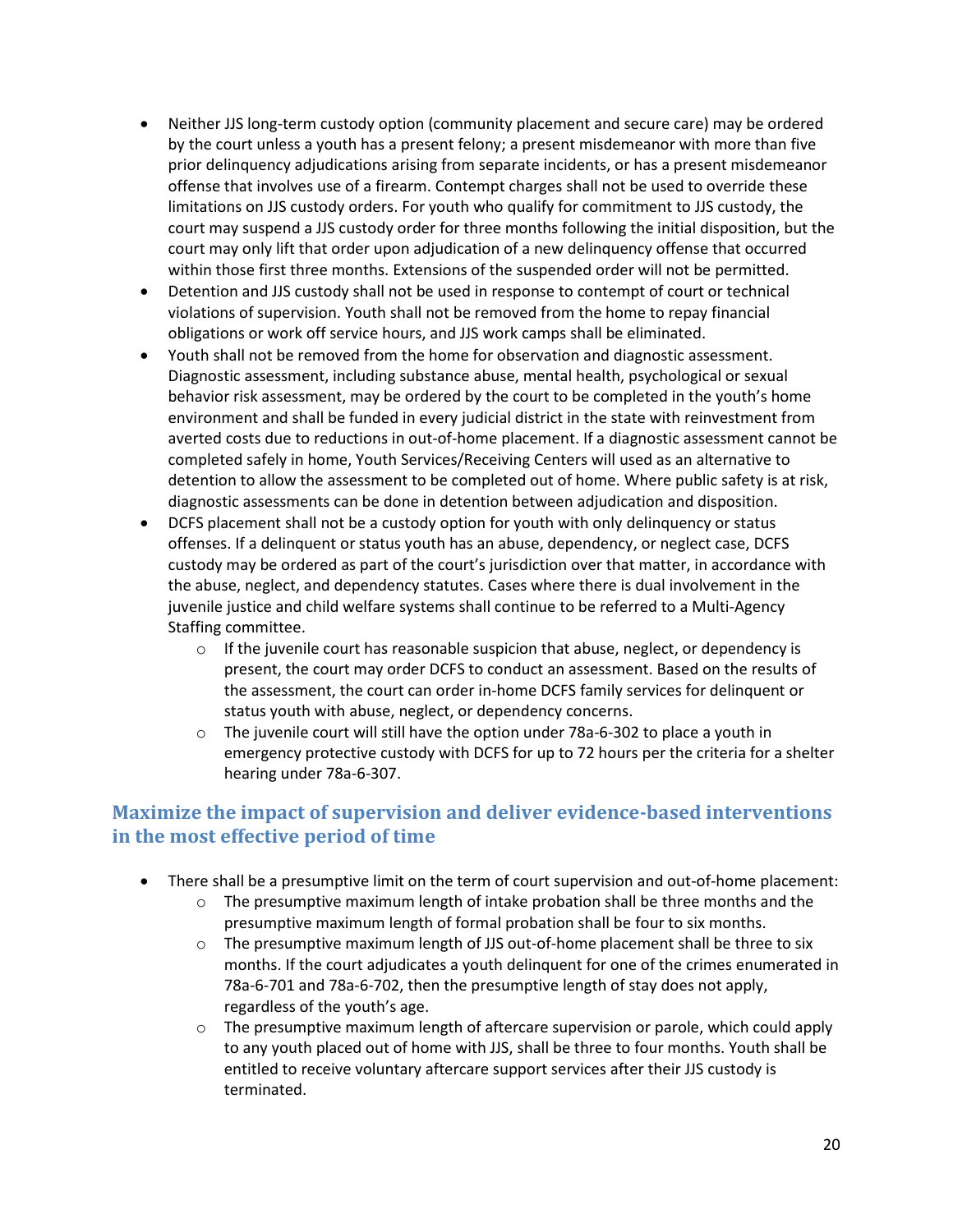- Neither JJS long-term custody option (community placement and secure care) may be ordered by the court unless a youth has a present felony; a present misdemeanor with more than five prior delinquency adjudications arising from separate incidents, or has a present misdemeanor offense that involves use of a firearm. Contempt charges shall not be used to override these limitations on JJS custody orders. For youth who qualify for commitment to JJS custody, the court may suspend a JJS custody order for three months following the initial disposition, but the court may only lift that order upon adjudication of a new delinquency offense that occurred within those first three months. Extensions of the suspended order will not be permitted.
- Detention and JJS custody shall not be used in response to contempt of court or technical violations of supervision. Youth shall not be removed from the home to repay financial obligations or work off service hours, and JJS work camps shall be eliminated.
- Youth shall not be removed from the home for observation and diagnostic assessment. Diagnostic assessment, including substance abuse, mental health, psychological or sexual behavior risk assessment, may be ordered by the court to be completed in the youth's home environment and shall be funded in every judicial district in the state with reinvestment from averted costs due to reductions in out-of-home placement. If a diagnostic assessment cannot be completed safely in home, Youth Services/Receiving Centers will used as an alternative to detention to allow the assessment to be completed out of home. Where public safety is at risk, diagnostic assessments can be done in detention between adjudication and disposition.
- DCFS placement shall not be a custody option for youth with only delinquency or status offenses. If a delinquent or status youth has an abuse, dependency, or neglect case, DCFS custody may be ordered as part of the court's jurisdiction over that matter, in accordance with the abuse, neglect, and dependency statutes. Cases where there is dual involvement in the juvenile justice and child welfare systems shall continue to be referred to a Multi-Agency Staffing committee.
  - If the juvenile court has reasonable suspicion that abuse, neglect, or dependency is present, the court may order DCFS to conduct an assessment. Based on the results of the assessment, the court can order in-home DCFS family services for delinquent or status youth with abuse, neglect, or dependency concerns.
  - The juvenile court will still have the option under 78a-6-302 to place a youth in emergency protective custody with DCFS for up to 72 hours per the criteria for a shelter hearing under 78a-6-307.

## Maximize the impact of supervision and deliver evidence-based interventions in the most effective period of time

- There shall be a presumptive limit on the term of court supervision and out-of-home placement:
  - The presumptive maximum length of intake probation shall be three months and the presumptive maximum length of formal probation shall be four to six months.
  - The presumptive maximum length of JJS out-of-home placement shall be three to six months. If the court adjudicates a youth delinquent for one of the crimes enumerated in 78a-6-701 and 78a-6-702, then the presumptive length of stay does not apply, regardless of the youth's age.
  - The presumptive maximum length of aftercare supervision or parole, which could apply to any youth placed out of home with JJS, shall be three to four months. Youth shall be entitled to receive voluntary aftercare support services after their JJS custody is terminated.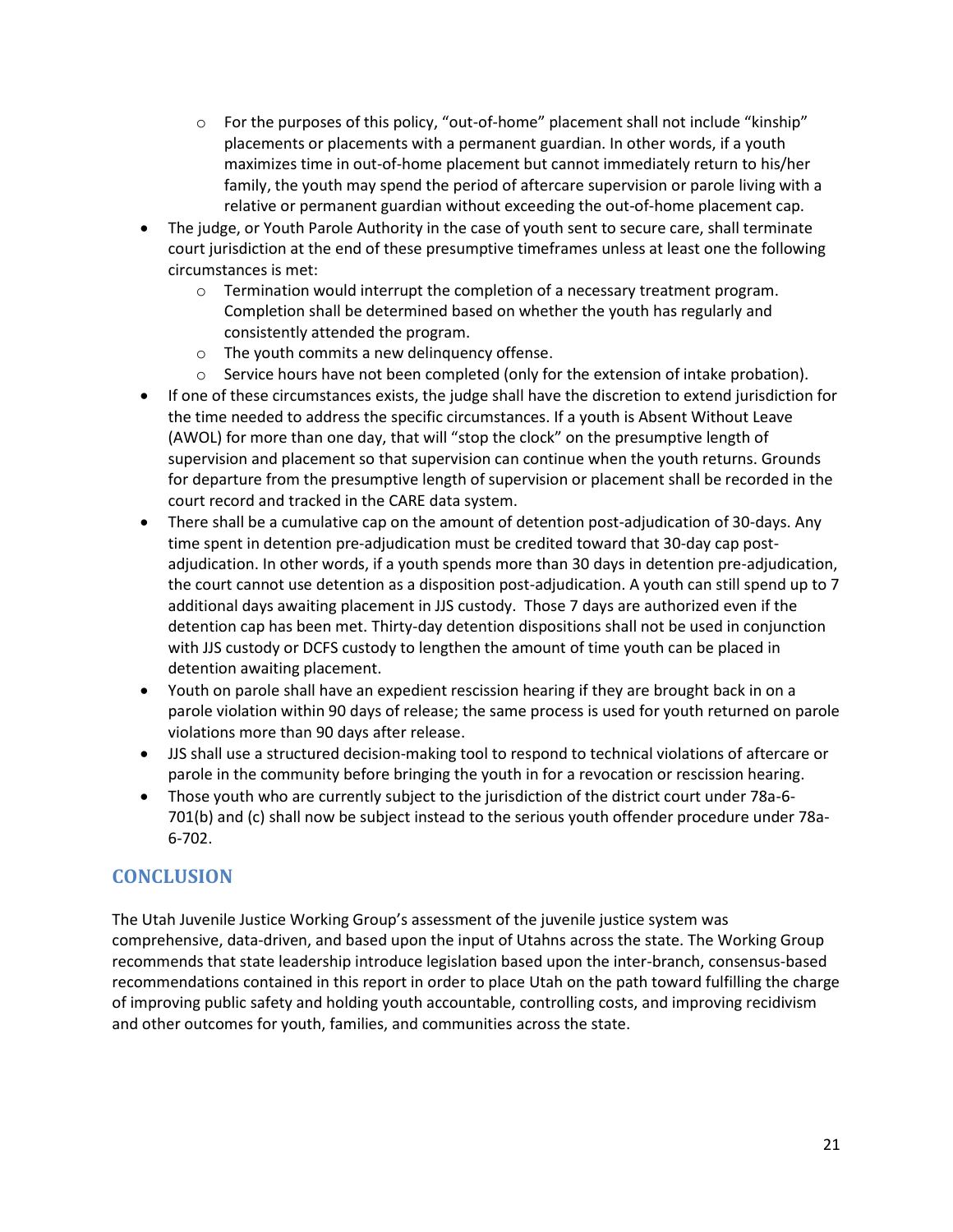- For the purposes of this policy, "out-of-home" placement shall not include "kinship" placements or placements with a permanent guardian. In other words, if a youth maximizes time in out-of-home placement but cannot immediately return to his/her family, the youth may spend the period of aftercare supervision or parole living with a relative or permanent guardian without exceeding the out-of-home placement cap.
- The judge, or Youth Parole Authority in the case of youth sent to secure care, shall terminate court jurisdiction at the end of these presumptive timeframes unless at least one the following circumstances is met:
  - Termination would interrupt the completion of a necessary treatment program. Completion shall be determined based on whether the youth has regularly and consistently attended the program.
  - The youth commits a new delinquency offense.
  - Service hours have not been completed (only for the extension of intake probation).
- If one of these circumstances exists, the judge shall have the discretion to extend jurisdiction for the time needed to address the specific circumstances. If a youth is Absent Without Leave (AWOL) for more than one day, that will "stop the clock" on the presumptive length of supervision and placement so that supervision can continue when the youth returns. Grounds for departure from the presumptive length of supervision or placement shall be recorded in the court record and tracked in the CARE data system.
- There shall be a cumulative cap on the amount of detention post-adjudication of 30-days. Any time spent in detention pre-adjudication must be credited toward that 30-day cap post-adjudication. In other words, if a youth spends more than 30 days in detention pre-adjudication, the court cannot use detention as a disposition post-adjudication. A youth can still spend up to 7 additional days awaiting placement in JJS custody. Those 7 days are authorized even if the detention cap has been met. Thirty-day detention dispositions shall not be used in conjunction with JJS custody or DCFS custody to lengthen the amount of time youth can be placed in detention awaiting placement.
- Youth on parole shall have an expedient rescission hearing if they are brought back in on a parole violation within 90 days of release; the same process is used for youth returned on parole violations more than 90 days after release.
- JJS shall use a structured decision-making tool to respond to technical violations of aftercare or parole in the community before bringing the youth in for a revocation or rescission hearing.
- Those youth who are currently subject to the jurisdiction of the district court under 78a-6-701(b) and (c) shall now be subject instead to the serious youth offender procedure under 78a-6-702.

## CONCLUSION

The Utah Juvenile Justice Working Group's assessment of the juvenile justice system was comprehensive, data-driven, and based upon the input of Utahns across the state. The Working Group recommends that state leadership introduce legislation based upon the inter-branch, consensus-based recommendations contained in this report in order to place Utah on the path toward fulfilling the charge of improving public safety and holding youth accountable, controlling costs, and improving recidivism and other outcomes for youth, families, and communities across the state.